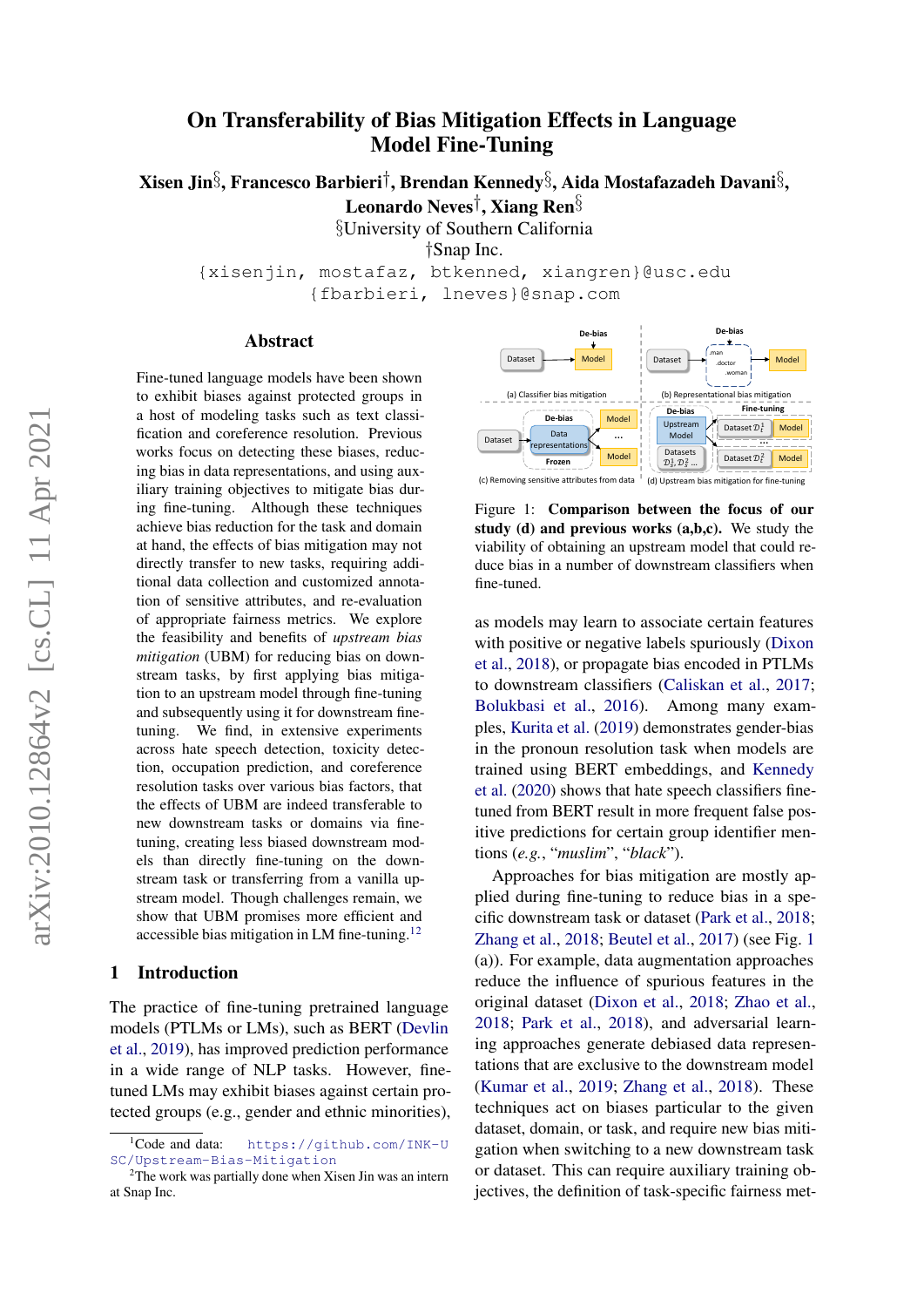# On Transferability of Bias Mitigation Effects in Language Model Fine-Tuning

**Xisen Jin[§], Francesco Barbieri[†], Brendan Kennedy[§], Aida Mostafazadeh Davani[§], Leonardo Neves[†], Xiang Ren[§]**

[§]University of Southern California

[†]Snap Inc.

{xisenjin, mostafaz, btkenned, xiangren}@usc.edu

{fbarbieri, lneves}@snap.com

## Abstract

Fine-tuned language models have been shown to exhibit biases against protected groups in a host of modeling tasks such as text classification and coreference resolution. Previous works focus on detecting these biases, reducing bias in data representations, and using auxiliary training objectives to mitigate bias during fine-tuning. Although these techniques achieve bias reduction for the task and domain at hand, the effects of bias mitigation may not directly transfer to new tasks, requiring additional data collection and customized annotation of sensitive attributes, and re-evaluation of appropriate fairness metrics. We explore the feasibility and benefits of *upstream bias mitigation* (UBM) for reducing bias on downstream tasks, by first applying bias mitigation to an upstream model through fine-tuning and subsequently using it for downstream fine-tuning. We find, in extensive experiments across hate speech detection, toxicity detection, occupation prediction, and coreference resolution tasks over various bias factors, that the effects of UBM are indeed transferable to new downstream tasks or domains via fine-tuning, creating less biased downstream models than directly fine-tuning on the downstream task or transferring from a vanilla upstream model. Though challenges remain, we show that UBM promises more efficient and accessible bias mitigation in LM fine-tuning.[1][2]

## 1 Introduction

The practice of fine-tuning pretrained language models (PTLMs or LMs), such as BERT (Devlin et al., 2019), has improved prediction performance in a wide range of NLP tasks. However, fine-tuned LMs may exhibit biases against certain protected groups (e.g., gender and ethnic minorities), as models may learn to associate certain features with positive or negative labels spuriously (Dixon et al., 2018), or propagate bias encoded in PTLMs to downstream classifiers (Caliskan et al., 2017; Bolukbasi et al., 2016). Among many examples, Kurita et al. (2019) demonstrates gender-bias in the pronoun resolution task when models are trained using BERT embeddings, and Kennedy et al. (2020) shows that hate speech classifiers fine-tuned from BERT result in more frequent false positive predictions for certain group identifier mentions (*e.g.*, "*muslim*", "*black*").

Approaches for bias mitigation are mostly applied during fine-tuning to reduce bias in a specific downstream task or dataset (Park et al., 2018; Zhang et al., 2018; Beutel et al., 2017) (see Fig. 1 (a)). For example, data augmentation approaches reduce the influence of spurious features in the original dataset (Dixon et al., 2018; Zhao et al., 2018; Park et al., 2018), and adversarial learning approaches generate debiased data representations that are exclusive to the downstream model (Kumar et al., 2019; Zhang et al., 2018). These techniques act on biases particular to the given dataset, domain, or task, and require new bias mitigation when switching to a new downstream task or dataset. This can require auxiliary training objectives, the definition of task-specific fairness met-

**Figure 1: Comparison between the focus of our study (d) and previous works (a,b,c).** We study the viability of obtaining an upstream model that could reduce bias in a number of downstream classifiers when fine-tuned.

[1]Code and data: https://github.com/INK-USC/Upstream-Bias-Mitigation

[2]The work was partially done when Xisen Jin was an intern at Snap Inc.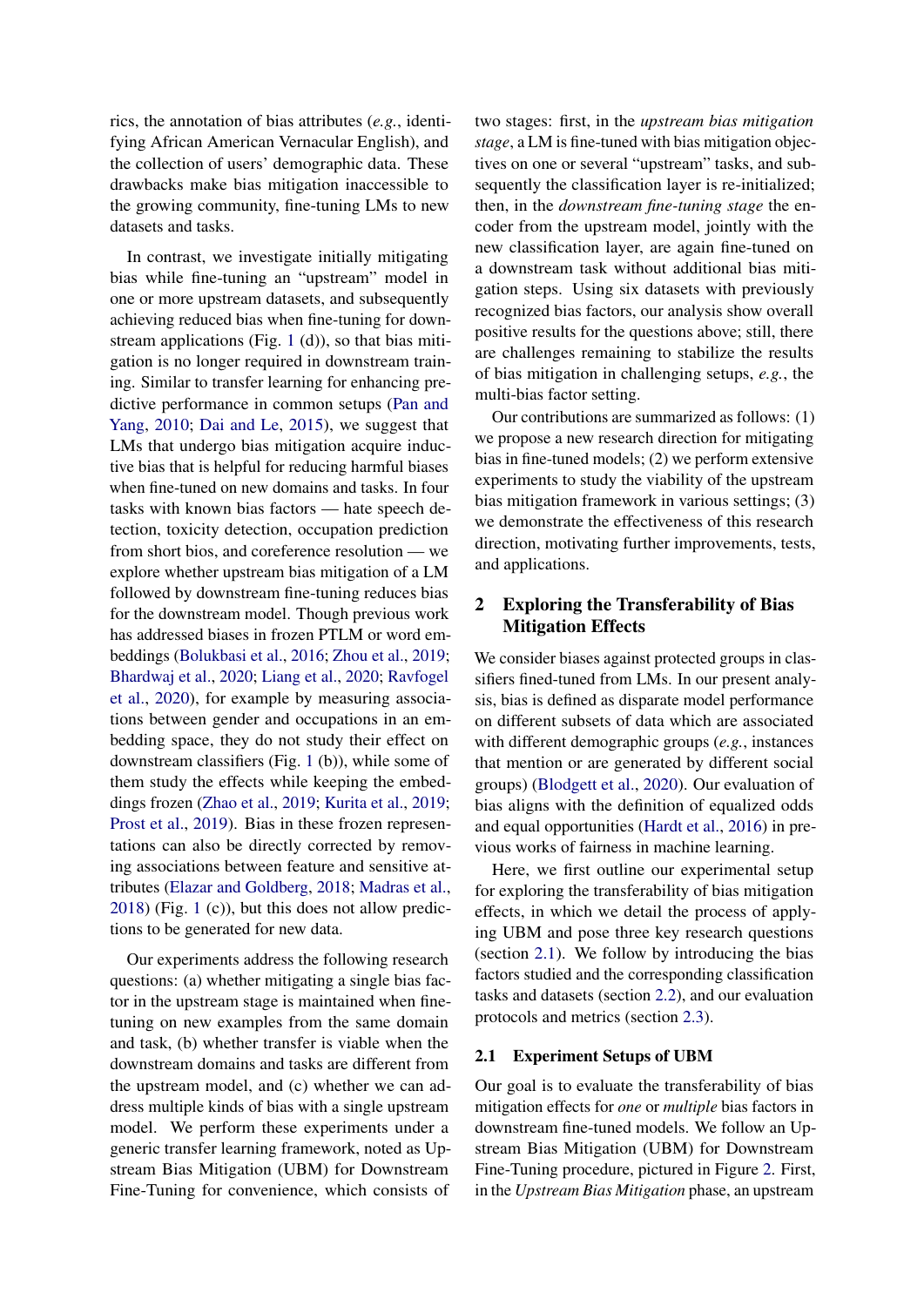rics, the annotation of bias attributes (*e.g.*, identifying African American Vernacular English), and the collection of users' demographic data. These drawbacks make bias mitigation inaccessible to the growing community, fine-tuning LMs to new datasets and tasks.

In contrast, we investigate initially mitigating bias while fine-tuning an "upstream" model in one or more upstream datasets, and subsequently achieving reduced bias when fine-tuning for downstream applications (Fig. 1 (d)), so that bias mitigation is no longer required in downstream training. Similar to transfer learning for enhancing predictive performance in common setups (Pan and Yang, 2010; Dai and Le, 2015), we suggest that LMs that undergo bias mitigation acquire inductive bias that is helpful for reducing harmful biases when fine-tuned on new domains and tasks. In four tasks with known bias factors — hate speech detection, toxicity detection, occupation prediction from short bios, and coreference resolution — we explore whether upstream bias mitigation of a LM followed by downstream fine-tuning reduces bias for the downstream model. Though previous work has addressed biases in frozen PTLM or word embeddings (Bolukbasi et al., 2016; Zhou et al., 2019; Bhardwaj et al., 2020; Liang et al., 2020; Ravfogel et al., 2020), for example by measuring associations between gender and occupations in an embedding space, they do not study their effect on downstream classifiers (Fig. 1 (b)), while some of them study the effects while keeping the embeddings frozen (Zhao et al., 2019; Kurita et al., 2019; Prost et al., 2019). Bias in these frozen representations can also be directly corrected by removing associations between feature and sensitive attributes (Elazar and Goldberg, 2018; Madras et al., 2018) (Fig. 1 (c)), but this does not allow predictions to be generated for new data.

Our experiments address the following research questions: (a) whether mitigating a single bias factor in the upstream stage is maintained when fine-tuning on new examples from the same domain and task, (b) whether transfer is viable when the downstream domains and tasks are different from the upstream model, and (c) whether we can address multiple kinds of bias with a single upstream model. We perform these experiments under a generic transfer learning framework, noted as Upstream Bias Mitigation (UBM) for Downstream Fine-Tuning for convenience, which consists of two stages: first, in the *upstream bias mitigation stage*, a LM is fine-tuned with bias mitigation objectives on one or several "upstream" tasks, and subsequently the classification layer is re-initialized; then, in the *downstream fine-tuning stage* the encoder from the upstream model, jointly with the new classification layer, are again fine-tuned on a downstream task without additional bias mitigation steps. Using six datasets with previously recognized bias factors, our analysis show overall positive results for the questions above; still, there are challenges remaining to stabilize the results of bias mitigation in challenging setups, *e.g.*, the multi-bias factor setting.

Our contributions are summarized as follows: (1) we propose a new research direction for mitigating bias in fine-tuned models; (2) we perform extensive experiments to study the viability of the upstream bias mitigation framework in various settings; (3) we demonstrate the effectiveness of this research direction, motivating further improvements, tests, and applications.

## 2 Exploring the Transferability of Bias Mitigation Effects

We consider biases against protected groups in classifiers fined-tuned from LMs. In our present analysis, bias is defined as disparate model performance on different subsets of data which are associated with different demographic groups (*e.g.*, instances that mention or are generated by different social groups) (Blodgett et al., 2020). Our evaluation of bias aligns with the definition of equalized odds and equal opportunities (Hardt et al., 2016) in previous works of fairness in machine learning.

Here, we first outline our experimental setup for exploring the transferability of bias mitigation effects, in which we detail the process of applying UBM and pose three key research questions (section 2.1). We follow by introducing the bias factors studied and the corresponding classification tasks and datasets (section 2.2), and our evaluation protocols and metrics (section 2.3).

### 2.1 Experiment Setups of UBM

Our goal is to evaluate the transferability of bias mitigation effects for *one* or *multiple* bias factors in downstream fine-tuned models. We follow an Upstream Bias Mitigation (UBM) for Downstream Fine-Tuning procedure, pictured in Figure 2. First, in the *Upstream Bias Mitigation* phase, an upstream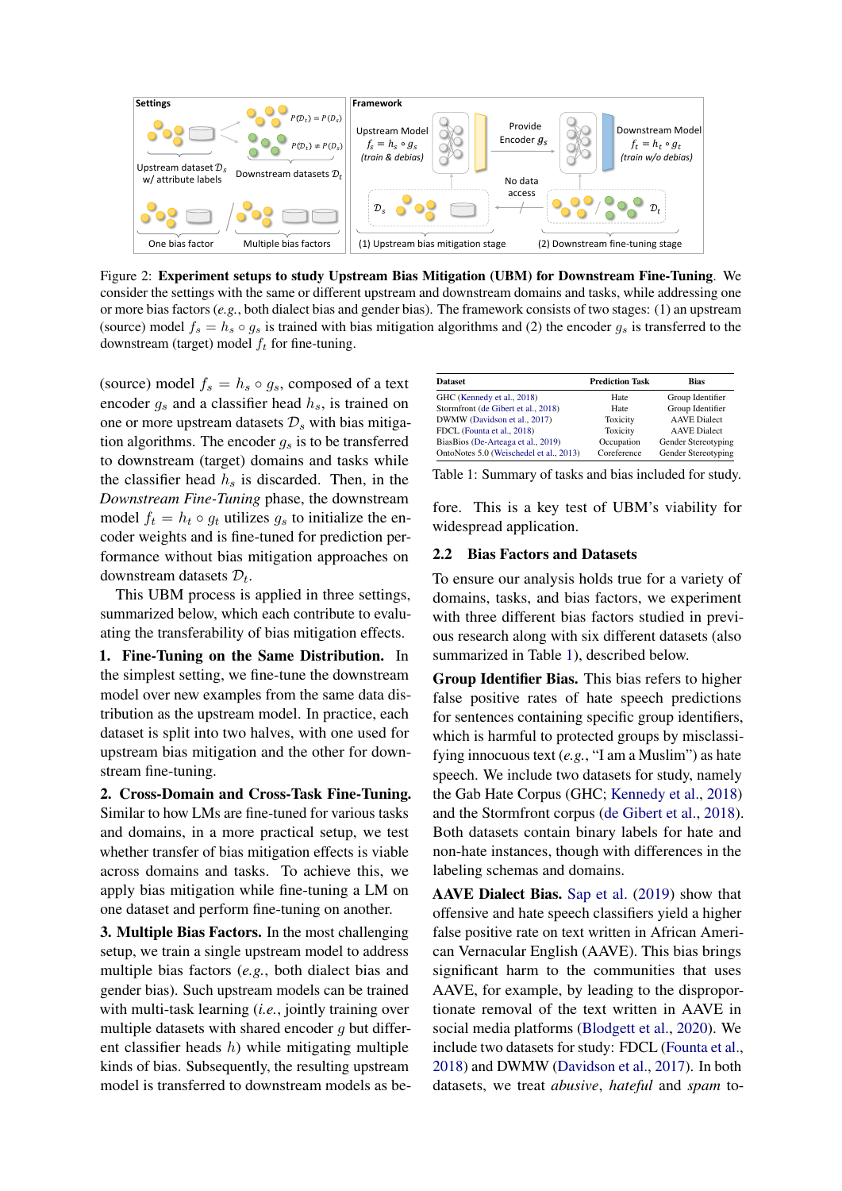Figure 2: **Experiment setups to study Upstream Bias Mitigation (UBM) for Downstream Fine-Tuning**. We consider the settings with the same or different upstream and downstream domains and tasks, while addressing one or more bias factors (*e.g.*, both dialect bias and gender bias). The framework consists of two stages: (1) an upstream (source) model $f_s = h_s \circ g_s$ is trained with bias mitigation algorithms and (2) the encoder $g_s$ is transferred to the downstream (target) model $f_t$ for fine-tuning.

(source) model $f_s = h_s \circ g_s$, composed of a text encoder $g_s$ and a classifier head $h_s$, is trained on one or more upstream datasets $\mathcal{D}_s$ with bias mitigation algorithms. The encoder $g_s$ is to be transferred to downstream (target) domains and tasks while the classifier head $h_s$ is discarded. Then, in the *Downstream Fine-Tuning* phase, the downstream model $f_t = h_t \circ g_t$ utilizes $g_s$ to initialize the encoder weights and is fine-tuned for prediction performance without bias mitigation approaches on downstream datasets $\mathcal{D}_t$.

This UBM process is applied in three settings, summarized below, which each contribute to evaluating the transferability of bias mitigation effects.

**1. Fine-Tuning on the Same Distribution.** In the simplest setting, we fine-tune the downstream model over new examples from the same data distribution as the upstream model. In practice, each dataset is split into two halves, with one used for upstream bias mitigation and the other for downstream fine-tuning.

**2. Cross-Domain and Cross-Task Fine-Tuning.** Similar to how LMs are fine-tuned for various tasks and domains, in a more practical setup, we test whether transfer of bias mitigation effects is viable across domains and tasks. To achieve this, we apply bias mitigation while fine-tuning a LM on one dataset and perform fine-tuning on another.

**3. Multiple Bias Factors.** In the most challenging setup, we train a single upstream model to address multiple bias factors (*e.g.*, both dialect bias and gender bias). Such upstream models can be trained with multi-task learning (*i.e.*, jointly training over multiple datasets with shared encoder $g$ but different classifier heads $h$) while mitigating multiple kinds of bias. Subsequently, the resulting upstream model is transferred to downstream models as before. This is a key test of UBM's viability for widespread application.

| Dataset | Prediction Task | Bias |
|---|---|---|
| GHC (Kennedy et al., 2018) | Hate | Group Identifier |
| Stormfront (de Gibert et al., 2018) | Hate | Group Identifier |
| DWMW (Davidson et al., 2017) | Toxicity | AAVE Dialect |
| FDCL (Founta et al., 2018) | Toxicity | AAVE Dialect |
| BiasBios (De-Arteaga et al., 2019) | Occupation | Gender Stereotyping |
| OntoNotes 5.0 (Weischedel et al., 2013) | Coreference | Gender Stereotyping |

Table 1: Summary of tasks and bias included for study.

## 2.2 Bias Factors and Datasets

To ensure our analysis holds true for a variety of domains, tasks, and bias factors, we experiment with three different bias factors studied in previous research along with six different datasets (also summarized in Table 1), described below.

**Group Identifier Bias.** This bias refers to higher false positive rates of hate speech predictions for sentences containing specific group identifiers, which is harmful to protected groups by misclassifying innocuous text (*e.g.*, "I am a Muslim") as hate speech. We include two datasets for study, namely the Gab Hate Corpus (GHC; Kennedy et al., 2018) and the Stormfront corpus (de Gibert et al., 2018). Both datasets contain binary labels for hate and non-hate instances, though with differences in the labeling schemas and domains.

**AAVE Dialect Bias.** Sap et al. (2019) show that offensive and hate speech classifiers yield a higher false positive rate on text written in African American Vernacular English (AAVE). This bias brings significant harm to the communities that uses AAVE, for example, by leading to the disproportionate removal of the text written in AAVE in social media platforms (Blodgett et al., 2020). We include two datasets for study: FDCL (Founta et al., 2018) and DWMW (Davidson et al., 2017). In both datasets, we treat *abusive*, *hateful* and *spam* to-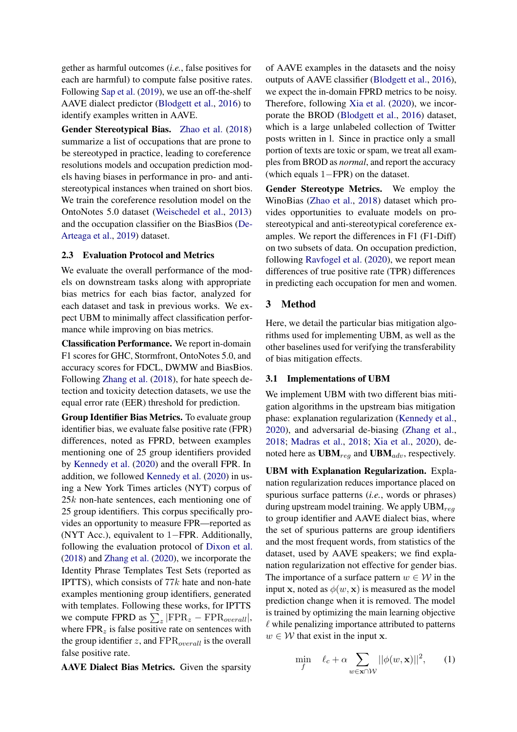gether as harmful outcomes (*i.e.*, false positives for each are harmful) to compute false positive rates. Following Sap et al. (2019), we use an off-the-shelf AAVE dialect predictor (Blodgett et al., 2016) to identify examples written in AAVE.

**Gender Stereotypical Bias.** Zhao et al. (2018) summarize a list of occupations that are prone to be stereotyped in practice, leading to coreference resolutions models and occupation prediction models having biases in performance in pro- and anti-stereotypical instances when trained on short bios. We train the coreference resolution model on the OntoNotes 5.0 dataset (Weischedel et al., 2013) and the occupation classifier on the BiasBios (De-Arteaga et al., 2019) dataset.

## 2.3 Evaluation Protocol and Metrics

We evaluate the overall performance of the models on downstream tasks along with appropriate bias metrics for each bias factor, analyzed for each dataset and task in previous works. We expect UBM to minimally affect classification performance while improving on bias metrics.

**Classification Performance.** We report in-domain F1 scores for GHC, Stormfront, OntoNotes 5.0, and accuracy scores for FDCL, DWMW and BiasBios. Following Zhang et al. (2018), for hate speech detection and toxicity detection datasets, we use the equal error rate (EER) threshold for prediction.

**Group Identifier Bias Metrics.** To evaluate group identifier bias, we evaluate false positive rate (FPR) differences, noted as FPRD, between examples mentioning one of 25 group identifiers provided by Kennedy et al. (2020) and the overall FPR. In addition, we followed Kennedy et al. (2020) in using a New York Times articles (NYT) corpus of $25k$ non-hate sentences, each mentioning one of 25 group identifiers. This corpus specifically provides an opportunity to measure FPR—reported as (NYT Acc.), equivalent to $1-$FPR. Additionally, following the evaluation protocol of Dixon et al. (2018) and Zhang et al. (2020), we incorporate the Identity Phrase Templates Test Sets (reported as IPTTS), which consists of $77k$ hate and non-hate examples mentioning group identifiers, generated with templates. Following these works, for IPTTS we compute FPRD as $\sum_z |\text{FPR}_z - \text{FPR}_{overall}|$, where $\text{FPR}_z$ is false positive rate on sentences with the group identifier $z$, and $\text{FPR}_{overall}$ is the overall false positive rate.

**AAVE Dialect Bias Metrics.** Given the sparsity of AAVE examples in the datasets and the noisy outputs of AAVE classifier (Blodgett et al., 2016), we expect the in-domain FPRD metrics to be noisy. Therefore, following Xia et al. (2020), we incorporate the BROD (Blodgett et al., 2016) dataset, which is a large unlabeled collection of Twitter posts written in l. Since in practice only a small portion of texts are toxic or spam, we treat all examples from BROD as *normal*, and report the accuracy (which equals $1-$FPR) on the dataset.

**Gender Stereotype Metrics.** We employ the WinoBias (Zhao et al., 2018) dataset which provides opportunities to evaluate models on pro-stereotypical and anti-stereotypical coreference examples. We report the differences in F1 (F1-Diff) on two subsets of data. On occupation prediction, following Ravfogel et al. (2020), we report mean differences of true positive rate (TPR) differences in predicting each occupation for men and women.

# 3 Method

Here, we detail the particular bias mitigation algorithms used for implementing UBM, as well as the other baselines used for verifying the transferability of bias mitigation effects.

## 3.1 Implementations of UBM

We implement UBM with two different bias mitigation algorithms in the upstream bias mitigation phase: explanation regularization (Kennedy et al., 2020), and adversarial de-biasing (Zhang et al., 2018; Madras et al., 2018; Xia et al., 2020), denoted here as **UBM**$_{reg}$ and **UBM**$_{adv}$, respectively.

**UBM with Explanation Regularization.** Explanation regularization reduces importance placed on spurious surface patterns (*i.e.*, words or phrases) during upstream model training. We apply UBM$_{reg}$ to group identifier and AAVE dialect bias, where the set of spurious patterns are group identifiers and the most frequent words, from statistics of the dataset, used by AAVE speakers; we find explanation regularization not effective for gender bias. The importance of a surface pattern $w \in \mathcal{W}$ in the input $\mathbf{x}$, noted as $\phi(w, \mathbf{x})$ is measured as the model prediction change when it is removed. The model is trained by optimizing the main learning objective $\ell$ while penalizing importance attributed to patterns $w \in \mathcal{W}$ that exist in the input $\mathbf{x}$.

$$\min_{f} \quad \ell_c + \alpha \sum_{w \in \mathbf{x} \cap \mathcal{W}} ||\phi(w, \mathbf{x})||^2, \tag{1}$$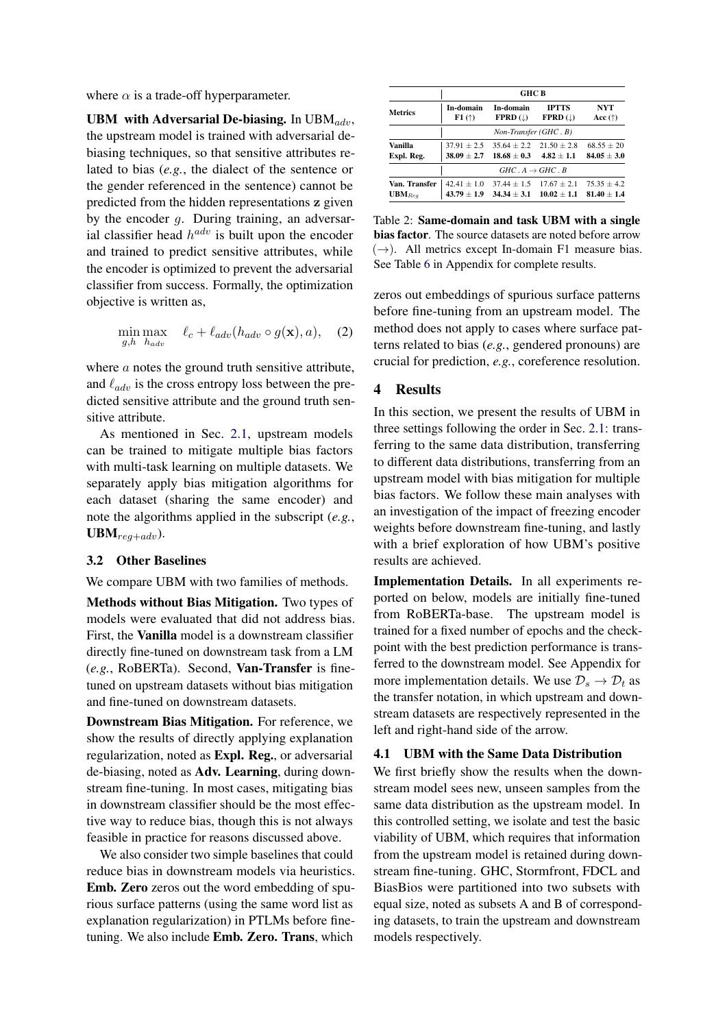where $\alpha$ is a trade-off hyperparameter.

**UBM with Adversarial De-biasing.** In UBM$_{adv}$, the upstream model is trained with adversarial de-biasing techniques, so that sensitive attributes related to bias (*e.g.*, the dialect of the sentence or the gender referenced in the sentence) cannot be predicted from the hidden representations $\mathbf{z}$ given by the encoder $g$. During training, an adversarial classifier head $h^{adv}$ is built upon the encoder and trained to predict sensitive attributes, while the encoder is optimized to prevent the adversarial classifier from success. Formally, the optimization objective is written as,

$$\min_{g,h} \max_{h_{adv}} \quad \ell_c + \ell_{adv}(h_{adv} \circ g(\mathbf{x}), a), \quad (2)$$

where $a$ notes the ground truth sensitive attribute, and $\ell_{adv}$ is the cross entropy loss between the predicted sensitive attribute and the ground truth sensitive attribute.

As mentioned in Sec. 2.1, upstream models can be trained to mitigate multiple bias factors with multi-task learning on multiple datasets. We separately apply bias mitigation algorithms for each dataset (sharing the same encoder) and note the algorithms applied in the subscript (*e.g.*, **UBM$_{reg+adv}$**).

### 3.2 Other Baselines

We compare UBM with two families of methods.

**Methods without Bias Mitigation.** Two types of models were evaluated that did not address bias. First, the **Vanilla** model is a downstream classifier directly fine-tuned on downstream task from a LM (*e.g.*, RoBERTa). Second, **Van-Transfer** is fine-tuned on upstream datasets without bias mitigation and fine-tuned on downstream datasets.

**Downstream Bias Mitigation.** For reference, we show the results of directly applying explanation regularization, noted as **Expl. Reg.**, or adversarial de-biasing, noted as **Adv. Learning**, during downstream fine-tuning. In most cases, mitigating bias in downstream classifier should be the most effective way to reduce bias, though this is not always feasible in practice for reasons discussed above.

We also consider two simple baselines that could reduce bias in downstream models via heuristics. **Emb. Zero** zeros out the word embedding of spurious surface patterns (using the same word list as explanation regularization) in PTLMs before fine-tuning. We also include **Emb. Zero. Trans**, which zeros out embeddings of spurious surface patterns before fine-tuning from an upstream model. The method does not apply to cases where surface patterns related to bias (*e.g.*, gendered pronouns) are crucial for prediction, *e.g.*, coreference resolution.

| Metrics | GHC B In-domain F1 (↑) | In-domain FPRD (↓) | IPTTS FPRD (↓) | NYT Acc (↑) |
|---|---|---|---|---|
| | *Non-Transfer (GHC . B)* | | | |
| Vanilla | 37.91 ± 2.5 | 35.64 ± 2.2 | 21.50 ± 2.8 | 68.55 ± 20 |
| Expl. Reg. | **38.09 ± 2.7** | **18.68 ± 0.3** | **4.82 ± 1.1** | **84.05 ± 3.0** |
| | *GHC . A → GHC . B* | | | |
| Van. Transfer | 42.41 ± 1.0 | 37.44 ± 1.5 | 17.67 ± 2.1 | 75.35 ± 4.2 |
| UBM$_{Reg}$ | **43.79 ± 1.9** | **34.34 ± 3.1** | **10.02 ± 1.1** | **81.40 ± 1.4** |

Table 2: **Same-domain and task UBM with a single bias factor**. The source datasets are noted before arrow (→). All metrics except In-domain F1 measure bias. See Table 6 in Appendix for complete results.

## 4 Results

In this section, we present the results of UBM in three settings following the order in Sec. 2.1: transferring to the same data distribution, transferring to different data distributions, transferring from an upstream model with bias mitigation for multiple bias factors. We follow these main analyses with an investigation of the impact of freezing encoder weights before downstream fine-tuning, and lastly with a brief exploration of how UBM's positive results are achieved.

**Implementation Details.** In all experiments reported on below, models are initially fine-tuned from RoBERTa-base. The upstream model is trained for a fixed number of epochs and the checkpoint with the best prediction performance is transferred to the downstream model. See Appendix for more implementation details. We use $\mathcal{D}_s \rightarrow \mathcal{D}_t$ as the transfer notation, in which upstream and downstream datasets are respectively represented in the left and right-hand side of the arrow.

### 4.1 UBM with the Same Data Distribution

We first briefly show the results when the downstream model sees new, unseen samples from the same data distribution as the upstream model. In this controlled setting, we isolate and test the basic viability of UBM, which requires that information from the upstream model is retained during downstream fine-tuning. GHC, Stormfront, FDCL and BiasBios were partitioned into two subsets with equal size, noted as subsets A and B of corresponding datasets, to train the upstream and downstream models respectively.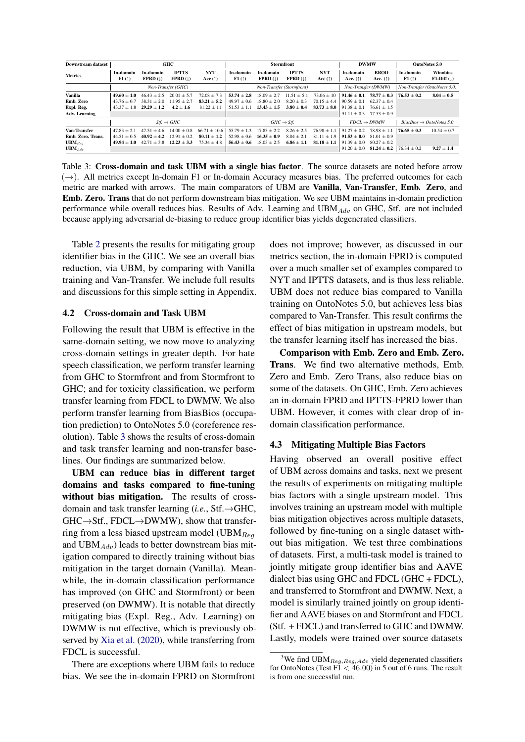| Downstream dataset | GHC | | | | Stormfront | | | | DWMW | | OntoNotes 5.0 | |
|---|---|---|---|---|---|---|---|---|---|---|---|---|
| Metrics | In-domain F1 (↑) | In-domain FPRD (↓) | IPTTS FPRD (↓) | NYT Acc (↑) | In-domain F1 (↑) | In-domain FPRD (↓) | IPTTS FPRD (↓) | NYT Acc (↑) | In-domain Acc. (↑) | BROD Acc. (↑) | In-domain F1 (↑) | Winobias F1-Diff (↓) |
| | *Non-Transfer (GHC)* | | | | *Non-Transfer (Stormfront)* | | | | *Non-Transfer (DWMW)* | | *Non-Transfer (OntoNotes 5.0)* | |
| **Vanilla** | **49.60 ± 1.0** | 46.43 ± 2.5 | 20.01 ± 5.7 | 72.08 ± 7.3 | **53.74 ± 2.8** | 18.09 ± 2.7 | 11.51 ± 5.1 | 73.06 ± 10 | **91.46 ± 0.1** | **78.77 ± 0.3** | **76.53 ± 0.2** | **8.04 ± 0.5** |
| **Emb. Zero** | 43.76 ± 0.7 | 38.31 ± 2.0 | 11.95 ± 2.7 | **83.21 ± 5.2** | 49.97 ± 0.6 | 18.80 ± 2.0 | 8.20 ± 0.3 | 70.15 ± 4.4 | 90.59 ± 0.1 | 62.37 ± 0.4 | | |
| **Expl. Reg.** | 43.37 ± 1.8 | **29.29 ± 1.2** | **4.2 ± 1.6** | 81.22 ± 11 | 51.53 ± 1.1 | **13.43 ± 1.5** | **3.80 ± 0.4** | **83.73 ± 8.0** | 91.38 ± 0.1 | 76.61 ± 1.5 | | |
| **Adv. Learning** | | | | | | | | | 91.11 ± 0.3 | 77.53 ± 0.9 | | |
| | *Stf. → GHC* | | | | *GHC → Stf.* | | | | *FDCL → DWMW* | | *BiasBios → OntoNotes 5.0* | |
| **Van-Transfer** | 47.83 ± 2.1 | 47.51 ± 4.6 | 14.00 ± 0.8 | 66.71 ± 10.6 | 55.79 ± 1.3 | 17.83 ± 2.2 | 8.26 ± 2.5 | 76.98 ± 1.1 | 91.27 ± 0.2 | 78.98 ± 1.1 | **76.65 ± 0.3** | 10.54 ± 0.7 |
| **Emb. Zero. Trans.** | 44.51 ± 0.5 | **40.92 ± 4.2** | 12.91 ± 0.2 | **80.11 ± 1.2** | 52.98 ± 0.6 | **16.35 ± 0.9** | 8.04 ± 2.1 | 81.11 ± 1.9 | **91.53 ± 0.0** | 81.01 ± 0.9 | | |
| **UBM$_{Reg}$** | **49.94 ± 1.0** | 42.71 ± 3.8 | **12.23 ± 3.3** | 75.34 ± 4.8 | **56.43 ± 0.6** | 18.03 ± 2.5 | **6.86 ± 1.1** | **81.18 ± 1.1** | 91.39 ± 0.0 | 80.27 ± 0.2 | | |
| **UBM$_{Adv}$** | | | | | | | | | 91.20 ± 0.0 | **81.24 ± 0.2** | 76.34 ± 0.2 | **9.27 ± 1.4** |

Table 3: **Cross-domain and task UBM with a single bias factor**. The source datasets are noted before arrow (→). All metrics except In-domain F1 or In-domain Accuracy measures bias. The preferred outcomes for each metric are marked with arrows. The main comparators of UBM are **Vanilla**, **Van-Transfer**, **Emb. Zero**, and **Emb. Zero. Trans** that do not perform downstream bias mitigation. We see UBM maintains in-domain prediction performance while overall reduces bias. Results of Adv. Learning and UBM$_{Adv}$ on GHC, Stf. are not included because applying adversarial de-biasing to reduce group identifier bias yields degenerated classifiers.

Table 2 presents the results for mitigating group identifier bias in the GHC. We see an overall bias reduction, via UBM, by comparing with Vanilla training and Van-Transfer. We include full results and discussions for this simple setting in Appendix.

## 4.2 Cross-domain and Task UBM

Following the result that UBM is effective in the same-domain setting, we now move to analyzing cross-domain settings in greater depth. For hate speech classification, we perform transfer learning from GHC to Stormfront and from Stormfront to GHC; and for toxicity classification, we perform transfer learning from FDCL to DWMW. We also perform transfer learning from BiasBios (occupation prediction) to OntoNotes 5.0 (coreference resolution). Table 3 shows the results of cross-domain and task transfer learning and non-transfer baselines. Our findings are summarized below.

**UBM can reduce bias in different target domains and tasks compared to fine-tuning without bias mitigation.** The results of cross-domain and task transfer learning (*i.e.*, Stf.→GHC, GHC→Stf., FDCL→DWMW), show that transferring from a less biased upstream model (UBM$_{Reg}$ and UBM$_{Adv}$) leads to better downstream bias mitigation compared to directly training without bias mitigation in the target domain (Vanilla). Meanwhile, the in-domain classification performance has improved (on GHC and Stormfront) or been preserved (on DWMW). It is notable that directly mitigating bias (Expl. Reg., Adv. Learning) on DWMW is not effective, which is previously observed by Xia et al. (2020), while transferring from FDCL is successful.

There are exceptions where UBM fails to reduce bias. We see the in-domain FPRD on Stormfront does not improve; however, as discussed in our metrics section, the in-domain FPRD is computed over a much smaller set of examples compared to NYT and IPTTS datasets, and is thus less reliable. UBM does not reduce bias compared to Vanilla training on OntoNotes 5.0, but achieves less bias compared to Van-Transfer. This result confirms the effect of bias mitigation in upstream models, but the transfer learning itself has increased the bias.

**Comparison with Emb. Zero and Emb. Zero. Trans**. We find two alternative methods, Emb. Zero and Emb. Zero Trans, also reduce bias on some of the datasets. On GHC, Emb. Zero achieves an in-domain FPRD and IPTTS-FPRD lower than UBM. However, it comes with clear drop of in-domain classification performance.

## 4.3 Mitigating Multiple Bias Factors

Having observed an overall positive effect of UBM across domains and tasks, next we present the results of experiments on mitigating multiple bias factors with a single upstream model. This involves training an upstream model with multiple bias mitigation objectives across multiple datasets, followed by fine-tuning on a single dataset without bias mitigation. We test three combinations of datasets. First, a multi-task model is trained to jointly mitigate group identifier bias and AAVE dialect bias using GHC and FDCL (GHC + FDCL), and transferred to Stormfront and DWMW. Next, a model is similarly trained jointly on group identifier and AAVE biases on and Stormfront and FDCL (Stf. + FDCL) and transferred to GHC and DWMW. Lastly, models were trained over source datasets

[3]We find UBM$_{Reg,Reg,Adv}$ yield degenerated classifiers for OntoNotes (Test F1 $< 46.00$) in 5 out of 6 runs. The result is from one successful run.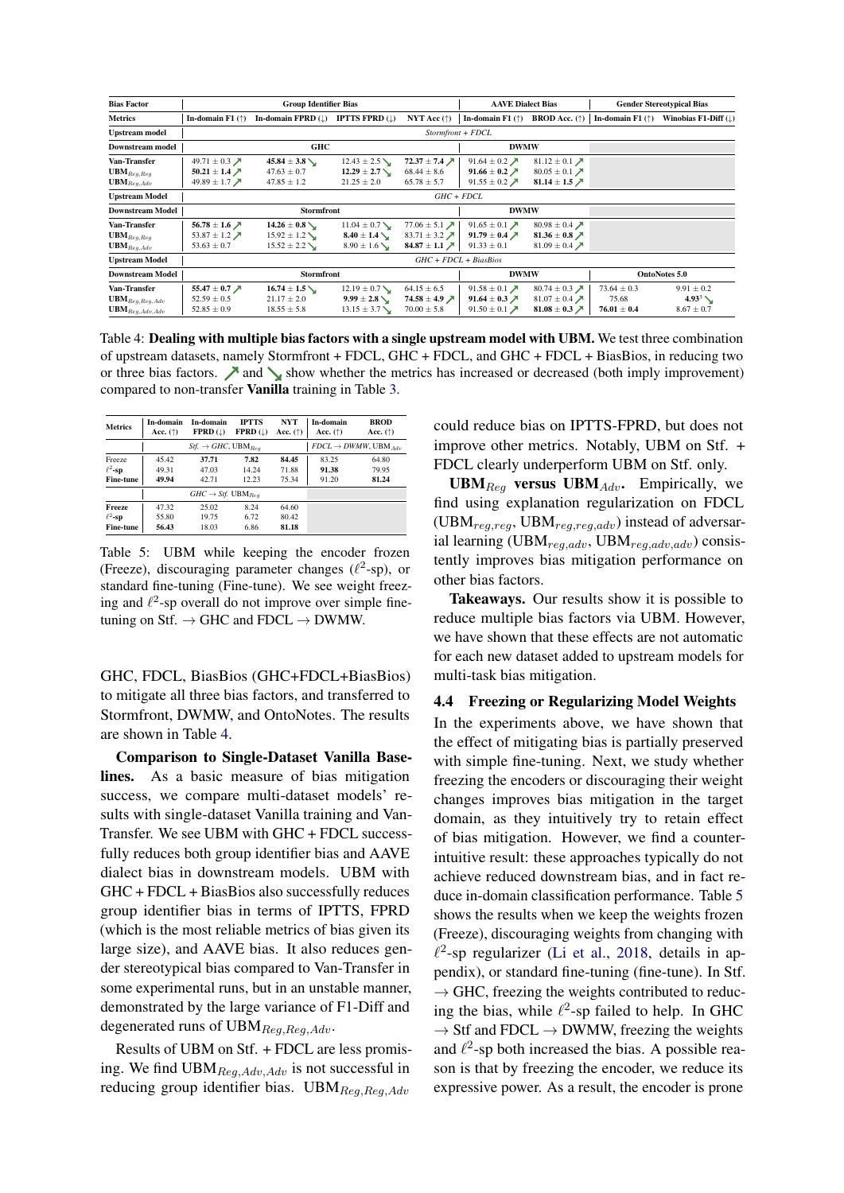| Bias Factor | Group Identifier Bias | | | | AAVE Dialect Bias | | Gender Stereotypical Bias | |
|---|---|---|---|---|---|---|---|---|
| Metrics | In-domain F1 (↑) | In-domain FPRD (↓) | IPTTS FPRD (↓) | NYT Acc (↑) | In-domain F1 (↑) | BROD Acc. (↑) | In-domain F1 (↑) | Winobias F1-Diff (↓) |
| Upstream model | *Stormfront + FDCL* | | | | | | | |
| Downstream model | GHC | | | | DWMW | | | |
| Van-Transfer | 49.71 ± 0.3 ↗ | **45.84 ± 3.8** ↘ | 12.43 ± 2.5 ↘ | **72.37 ± 7.4** ↗ | 91.64 ± 0.2 ↗ | 81.12 ± 0.1 ↗ | | |
| $\textbf{UBM}_{Reg,Reg}$ | **50.21 ± 1.4** ↗ | 47.63 ± 0.7 | **12.29 ± 2.7** ↘ | 68.44 ± 8.6 | **91.66 ± 0.2** ↗ | 80.05 ± 0.1 ↗ | | |
| $\textbf{UBM}_{Reg,Adv}$ | 49.89 ± 1.7 ↗ | 47.85 ± 1.2 | 21.25 ± 2.0 | 65.78 ± 5.7 | 91.55 ± 0.2 ↗ | **81.14 ± 1.5** ↗ | | |
| Upstream Model | *GHC + FDCL* | | | | | | | |
| Downstream Model | Stormfront | | | | DWMW | | | |
| Van-Transfer | **56.78 ± 1.6** ↗ | **14.26 ± 0.8** ↘ | 11.04 ± 0.7 ↘ | 77.06 ± 5.1 ↗ | 91.65 ± 0.1 ↗ | 80.98 ± 0.4 ↗ | | |
| $\textbf{UBM}_{Reg,Reg}$ | 53.87 ± 1.2 ↗ | 15.92 ± 1.2 ↘ | **8.40 ± 1.4** ↘ | 83.71 ± 3.2 ↗ | **91.79 ± 0.4** ↗ | **81.36 ± 0.8** ↗ | | |
| $\textbf{UBM}_{Reg,Adv}$ | 53.63 ± 0.7 | 15.52 ± 2.2 ↘ | 8.90 ± 1.6 ↘ | **84.87 ± 1.1** ↗ | 91.33 ± 0.1 | 81.09 ± 0.4 ↗ | | |
| Upstream Model | *GHC + FDCL + BiasBios* | | | | | | | |
| Downstream Model | Stormfront | | | | DWMW | | OntoNotes 5.0 | |
| Van-Transfer | **55.47 ± 0.7** ↗ | **16.74 ± 1.5** ↘ | 12.19 ± 0.7 ↘ | 64.15 ± 6.5 | 91.58 ± 0.1 ↗ | 80.74 ± 0.3 ↗ | 73.64 ± 0.3 | 9.91 ± 0.2 |
| $\textbf{UBM}_{Reg,Reg,Adv}$ | 52.59 ± 0.5 | 21.17 ± 2.0 | **9.99 ± 2.8** ↘ | **74.58 ± 4.9** ↗ | **91.64 ± 0.3** ↗ | 81.07 ± 0.4 ↗ | 75.68 | **4.93**[1] ↘ |
| $\textbf{UBM}_{Reg,Adv,Adv}$ | 52.85 ± 0.9 | 18.55 ± 5.8 | 13.15 ± 3.7 ↘ | 70.00 ± 5.8 | 91.50 ± 0.1 ↗ | **81.08 ± 0.3** ↗ | **76.01 ± 0.4** | 8.67 ± 0.7 |

Table 4: **Dealing with multiple bias factors with a single upstream model with UBM.** We test three combination of upstream datasets, namely Stormfront + FDCL, GHC + FDCL, and GHC + FDCL + BiasBios, in reducing two or three bias factors. ↗ and ↘ show whether the metrics has increased or decreased (both imply improvement) compared to non-transfer **Vanilla** training in Table 3.

| Metrics | In-domain Acc. (↑) | In-domain FPRD (↓) | IPTTS FPRD (↓) | NYT Acc. (↑) | In-domain Acc. (↑) | BROD Acc. (↑) |
|---|---|---|---|---|---|---|
| | *Stf. → GHC*, $\text{UBM}_{Reg}$ | | | | *FDCL → DWMW*, $\text{UBM}_{Adv}$ | |
| Freeze | 45.42 | **37.71** | **7.82** | **84.45** | 83.25 | 64.80 |
| $\ell^2$-sp | 49.31 | 47.03 | 14.24 | 71.88 | **91.38** | 79.95 |
| **Fine-tune** | **49.94** | 42.71 | 12.23 | 75.34 | 91.20 | **81.24** |
| | *GHC → Stf.* $\text{UBM}_{Reg}$ | | | | | |
| **Freeze** | 47.32 | 25.02 | 8.24 | 64.60 | | |
| $\ell^2$**-sp** | 55.80 | 19.75 | 6.72 | 80.42 | | |
| **Fine-tune** | **56.43** | **18.03** | **6.86** | **81.18** | | |

Table 5: UBM while keeping the encoder frozen (Freeze), discouraging parameter changes ($\ell^2$-sp), or standard fine-tuning (Fine-tune). We see weight freezing and $\ell^2$-sp overall do not improve over simple fine-tuning on Stf. → GHC and FDCL → DWMW.

GHC, FDCL, BiasBios (GHC+FDCL+BiasBios) to mitigate all three bias factors, and transferred to Stormfront, DWMW, and OntoNotes. The results are shown in Table 4.

**Comparison to Single-Dataset Vanilla Baselines.** As a basic measure of bias mitigation success, we compare multi-dataset models' results with single-dataset Vanilla training and Van-Transfer. We see UBM with GHC + FDCL successfully reduces both group identifier bias and AAVE dialect bias in downstream models. UBM with GHC + FDCL + BiasBios also successfully reduces group identifier bias in terms of IPTTS, FPRD (which is the most reliable metrics of bias given its large size), and AAVE bias. It also reduces gender stereotypical bias compared to Van-Transfer in some experimental runs, but in an unstable manner, demonstrated by the large variance of F1-Diff and degenerated runs of $\text{UBM}_{Reg,Reg,Adv}$.

Results of UBM on Stf. + FDCL are less promising. We find $\text{UBM}_{Reg,Adv,Adv}$ is not successful in reducing group identifier bias. $\text{UBM}_{Reg,Reg,Adv}$ could reduce bias on IPTTS-FPRD, but does not improve other metrics. Notably, UBM on Stf. + FDCL clearly underperform UBM on Stf. only.

**$\text{UBM}_{Reg}$ versus $\text{UBM}_{Adv}$.** Empirically, we find using explanation regularization on FDCL ($\text{UBM}_{reg,reg}$, $\text{UBM}_{reg,reg,adv}$) instead of adversarial learning ($\text{UBM}_{reg,adv}$, $\text{UBM}_{reg,adv,adv}$) consistently improves bias mitigation performance on other bias factors.

**Takeaways.** Our results show it is possible to reduce multiple bias factors via UBM. However, we have shown that these effects are not automatic for each new dataset added to upstream models for multi-task bias mitigation.

### 4.4 Freezing or Regularizing Model Weights

In the experiments above, we have shown that the effect of mitigating bias is partially preserved with simple fine-tuning. Next, we study whether freezing the encoders or discouraging their weight changes improves bias mitigation in the target domain, as they intuitively try to retain effect of bias mitigation. However, we find a counter-intuitive result: these approaches typically do not achieve reduced downstream bias, and in fact reduce in-domain classification performance. Table 5 shows the results when we keep the weights frozen (Freeze), discouraging weights from changing with $\ell^2$-sp regularizer (Li et al., 2018, details in appendix), or standard fine-tuning (fine-tune). In Stf. → GHC, freezing the weights contributed to reducing the bias, while $\ell^2$-sp failed to help. In GHC → Stf and FDCL → DWMW, freezing the weights and $\ell^2$-sp both increased the bias. A possible reason is that by freezing the encoder, we reduce its expressive power. As a result, the encoder is prone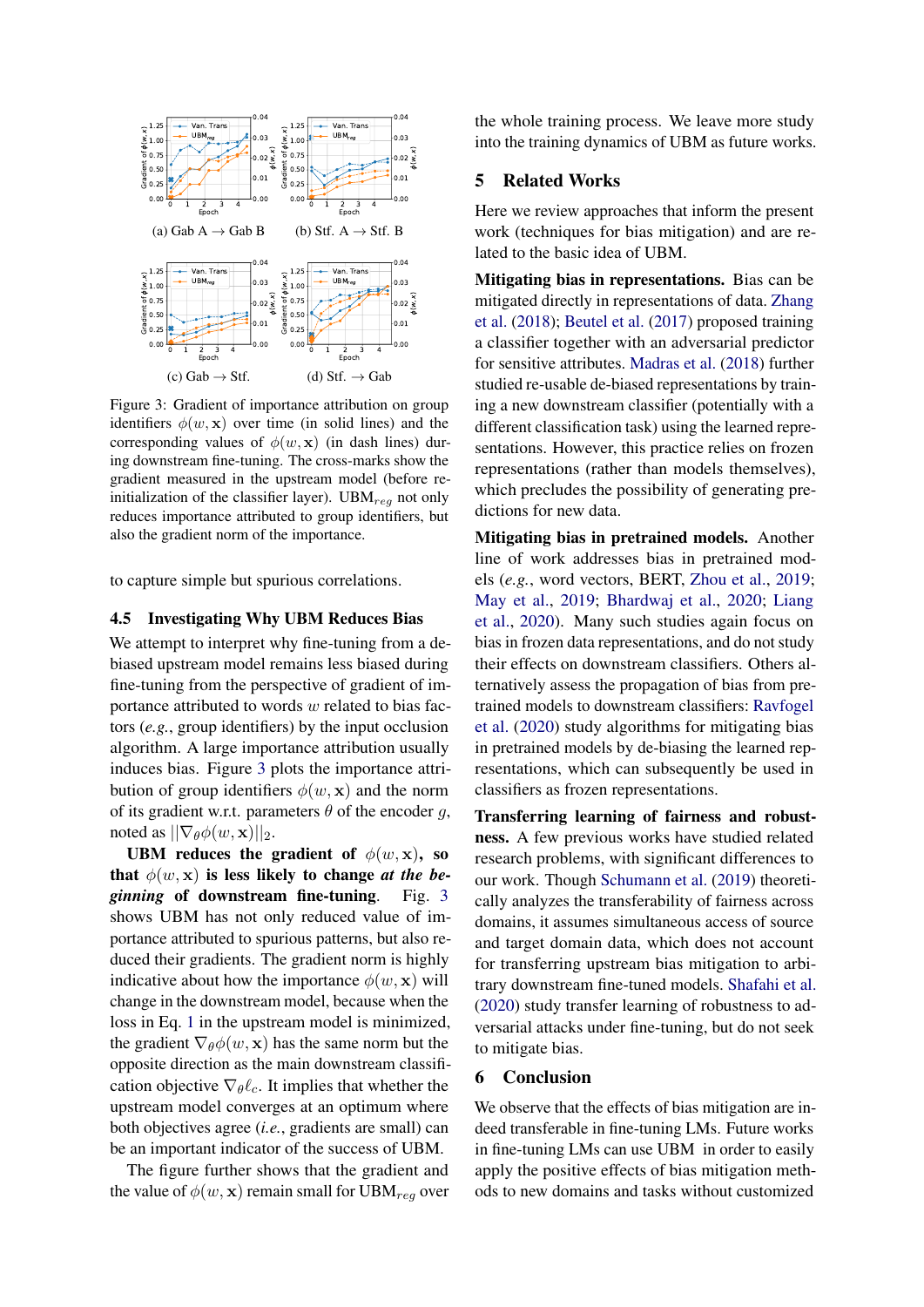(a) Gab A → Gab B

(b) Stf. A → Stf. B

(c) Gab → Stf.

(d) Stf. → Gab

Figure 3: Gradient of importance attribution on group identifiers $\phi(w, \mathbf{x})$ over time (in solid lines) and the corresponding values of $\phi(w, \mathbf{x})$ (in dash lines) during downstream fine-tuning. The cross-marks show the gradient measured in the upstream model (before re-initialization of the classifier layer). UBM$_{reg}$ not only reduces importance attributed to group identifiers, but also the gradient norm of the importance.

to capture simple but spurious correlations.

### 4.5 Investigating Why UBM Reduces Bias

We attempt to interpret why fine-tuning from a de-biased upstream model remains less biased during fine-tuning from the perspective of gradient of importance attributed to words $w$ related to bias factors (*e.g.*, group identifiers) by the input occlusion algorithm. A large importance attribution usually induces bias. Figure 3 plots the importance attribution of group identifiers $\phi(w, \mathbf{x})$ and the norm of its gradient w.r.t. parameters $\theta$ of the encoder $g$, noted as $||\nabla_\theta \phi(w, \mathbf{x})||_2$.

**UBM reduces the gradient of $\phi(w, \mathbf{x})$, so that $\phi(w, \mathbf{x})$ is less likely to change *at the beginning* of downstream fine-tuning**. Fig. 3 shows UBM has not only reduced value of importance attributed to spurious patterns, but also reduced their gradients. The gradient norm is highly indicative about how the importance $\phi(w, \mathbf{x})$ will change in the downstream model, because when the loss in Eq. 1 in the upstream model is minimized, the gradient $\nabla_\theta \phi(w, \mathbf{x})$ has the same norm but the opposite direction as the main downstream classification objective $\nabla_\theta \ell_c$. It implies that whether the upstream model converges at an optimum where both objectives agree (*i.e.*, gradients are small) can be an important indicator of the success of UBM.

The figure further shows that the gradient and the value of $\phi(w, \mathbf{x})$ remain small for UBM$_{reg}$ over the whole training process. We leave more study into the training dynamics of UBM as future works.

## 5 Related Works

Here we review approaches that inform the present work (techniques for bias mitigation) and are related to the basic idea of UBM.

**Mitigating bias in representations.** Bias can be mitigated directly in representations of data. Zhang et al. (2018); Beutel et al. (2017) proposed training a classifier together with an adversarial predictor for sensitive attributes. Madras et al. (2018) further studied re-usable de-biased representations by training a new downstream classifier (potentially with a different classification task) using the learned representations. However, this practice relies on frozen representations (rather than models themselves), which precludes the possibility of generating predictions for new data.

**Mitigating bias in pretrained models.** Another line of work addresses bias in pretrained models (*e.g.*, word vectors, BERT, Zhou et al., 2019; May et al., 2019; Bhardwaj et al., 2020; Liang et al., 2020). Many such studies again focus on bias in frozen data representations, and do not study their effects on downstream classifiers. Others alternatively assess the propagation of bias from pretrained models to downstream classifiers: Ravfogel et al. (2020) study algorithms for mitigating bias in pretrained models by de-biasing the learned representations, which can subsequently be used in classifiers as frozen representations.

**Transferring learning of fairness and robustness.** A few previous works have studied related research problems, with significant differences to our work. Though Schumann et al. (2019) theoretically analyzes the transferability of fairness across domains, it assumes simultaneous access of source and target domain data, which does not account for transferring upstream bias mitigation to arbitrary downstream fine-tuned models. Shafahi et al. (2020) study transfer learning of robustness to adversarial attacks under fine-tuning, but do not seek to mitigate bias.

## 6 Conclusion

We observe that the effects of bias mitigation are indeed transferable in fine-tuning LMs. Future works in fine-tuning LMs can use UBM in order to easily apply the positive effects of bias mitigation methods to new domains and tasks without customized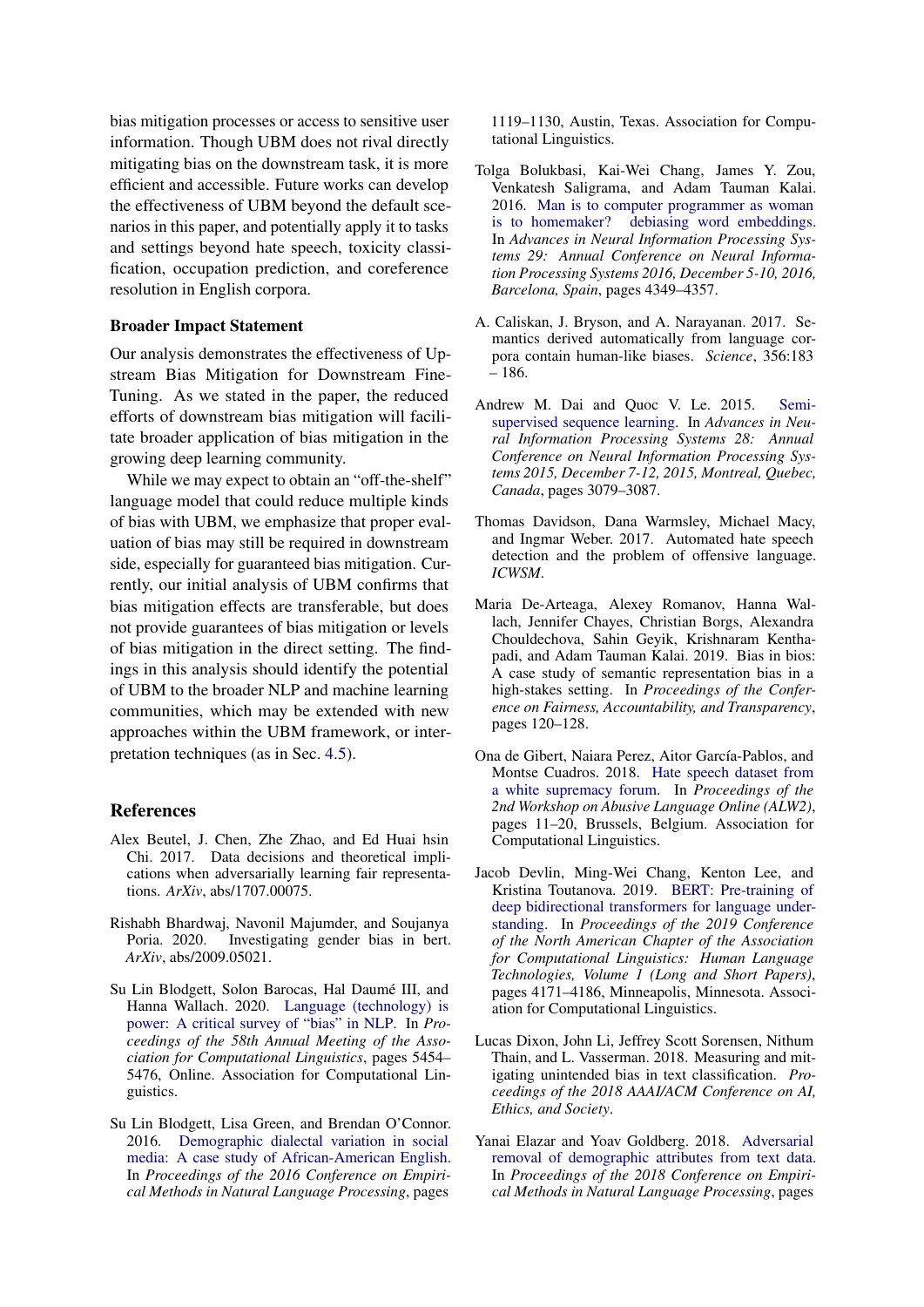bias mitigation processes or access to sensitive user information. Though UBM does not rival directly mitigating bias on the downstream task, it is more efficient and accessible. Future works can develop the effectiveness of UBM beyond the default scenarios in this paper, and potentially apply it to tasks and settings beyond hate speech, toxicity classification, occupation prediction, and coreference resolution in English corpora.

### Broader Impact Statement

Our analysis demonstrates the effectiveness of Upstream Bias Mitigation for Downstream Fine-Tuning. As we stated in the paper, the reduced efforts of downstream bias mitigation will facilitate broader application of bias mitigation in the growing deep learning community.

While we may expect to obtain an "off-the-shelf" language model that could reduce multiple kinds of bias with UBM, we emphasize that proper evaluation of bias may still be required in downstream side, especially for guaranteed bias mitigation. Currently, our initial analysis of UBM confirms that bias mitigation effects are transferable, but does not provide guarantees of bias mitigation or levels of bias mitigation in the direct setting. The findings in this analysis should identify the potential of UBM to the broader NLP and machine learning communities, which may be extended with new approaches within the UBM framework, or interpretation techniques (as in Sec. 4.5).

## References

Alex Beutel, J. Chen, Zhe Zhao, and Ed Huai hsin Chi. 2017. Data decisions and theoretical implications when adversarially learning fair representations. *ArXiv*, abs/1707.00075.

Rishabh Bhardwaj, Navonil Majumder, and Soujanya Poria. 2020. Investigating gender bias in bert. *ArXiv*, abs/2009.05021.

Su Lin Blodgett, Solon Barocas, Hal Daumé III, and Hanna Wallach. 2020. Language (technology) is power: A critical survey of "bias" in NLP. In *Proceedings of the 58th Annual Meeting of the Association for Computational Linguistics*, pages 5454–5476, Online. Association for Computational Linguistics.

Su Lin Blodgett, Lisa Green, and Brendan O'Connor. 2016. Demographic dialectal variation in social media: A case study of African-American English. In *Proceedings of the 2016 Conference on Empirical Methods in Natural Language Processing*, pages 1119–1130, Austin, Texas. Association for Computational Linguistics.

Tolga Bolukbasi, Kai-Wei Chang, James Y. Zou, Venkatesh Saligrama, and Adam Tauman Kalai. 2016. Man is to computer programmer as woman is to homemaker? debiasing word embeddings. In *Advances in Neural Information Processing Systems 29: Annual Conference on Neural Information Processing Systems 2016, December 5-10, 2016, Barcelona, Spain*, pages 4349–4357.

A. Caliskan, J. Bryson, and A. Narayanan. 2017. Semantics derived automatically from language corpora contain human-like biases. *Science*, 356:183 – 186.

Andrew M. Dai and Quoc V. Le. 2015. Semi-supervised sequence learning. In *Advances in Neural Information Processing Systems 28: Annual Conference on Neural Information Processing Systems 2015, December 7-12, 2015, Montreal, Quebec, Canada*, pages 3079–3087.

Thomas Davidson, Dana Warmsley, Michael Macy, and Ingmar Weber. 2017. Automated hate speech detection and the problem of offensive language. *ICWSM*.

Maria De-Arteaga, Alexey Romanov, Hanna Wallach, Jennifer Chayes, Christian Borgs, Alexandra Chouldechova, Sahin Geyik, Krishnaram Kenthapadi, and Adam Tauman Kalai. 2019. Bias in bios: A case study of semantic representation bias in a high-stakes setting. In *Proceedings of the Conference on Fairness, Accountability, and Transparency*, pages 120–128.

Ona de Gibert, Naiara Perez, Aitor García-Pablos, and Montse Cuadros. 2018. Hate speech dataset from a white supremacy forum. In *Proceedings of the 2nd Workshop on Abusive Language Online (ALW2)*, pages 11–20, Brussels, Belgium. Association for Computational Linguistics.

Jacob Devlin, Ming-Wei Chang, Kenton Lee, and Kristina Toutanova. 2019. BERT: Pre-training of deep bidirectional transformers for language understanding. In *Proceedings of the 2019 Conference of the North American Chapter of the Association for Computational Linguistics: Human Language Technologies, Volume 1 (Long and Short Papers)*, pages 4171–4186, Minneapolis, Minnesota. Association for Computational Linguistics.

Lucas Dixon, John Li, Jeffrey Scott Sorensen, Nithum Thain, and L. Vasserman. 2018. Measuring and mitigating unintended bias in text classification. *Proceedings of the 2018 AAAI/ACM Conference on AI, Ethics, and Society*.

Yanai Elazar and Yoav Goldberg. 2018. Adversarial removal of demographic attributes from text data. In *Proceedings of the 2018 Conference on Empirical Methods in Natural Language Processing*, pages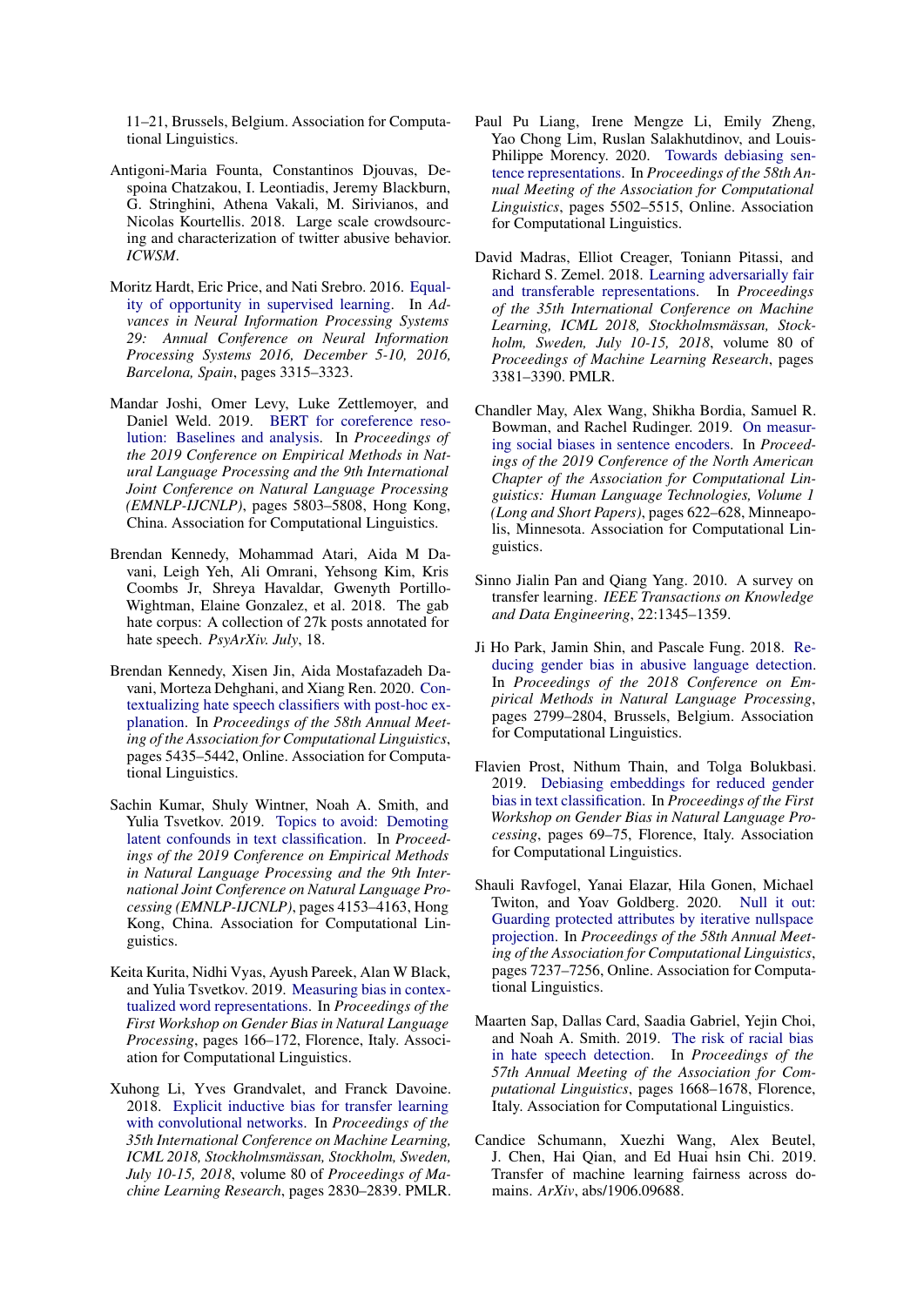11–21, Brussels, Belgium. Association for Computational Linguistics.

Antigoni-Maria Founta, Constantinos Djouvas, Despoina Chatzakou, I. Leontiadis, Jeremy Blackburn, G. Stringhini, Athena Vakali, M. Sirivianos, and Nicolas Kourtellis. 2018. Large scale crowdsourcing and characterization of twitter abusive behavior. *ICWSM*.

Moritz Hardt, Eric Price, and Nati Srebro. 2016. Equality of opportunity in supervised learning. In *Advances in Neural Information Processing Systems 29: Annual Conference on Neural Information Processing Systems 2016, December 5-10, 2016, Barcelona, Spain*, pages 3315–3323.

Mandar Joshi, Omer Levy, Luke Zettlemoyer, and Daniel Weld. 2019. BERT for coreference resolution: Baselines and analysis. In *Proceedings of the 2019 Conference on Empirical Methods in Natural Language Processing and the 9th International Joint Conference on Natural Language Processing (EMNLP-IJCNLP)*, pages 5803–5808, Hong Kong, China. Association for Computational Linguistics.

Brendan Kennedy, Mohammad Atari, Aida M Davani, Leigh Yeh, Ali Omrani, Yehsong Kim, Kris Coombs Jr, Shreya Havaldar, Gwenyth Portillo-Wightman, Elaine Gonzalez, et al. 2018. The gab hate corpus: A collection of 27k posts annotated for hate speech. *PsyArXiv. July*, 18.

Brendan Kennedy, Xisen Jin, Aida Mostafazadeh Davani, Morteza Dehghani, and Xiang Ren. 2020. Contextualizing hate speech classifiers with post-hoc explanation. In *Proceedings of the 58th Annual Meeting of the Association for Computational Linguistics*, pages 5435–5442, Online. Association for Computational Linguistics.

Sachin Kumar, Shuly Wintner, Noah A. Smith, and Yulia Tsvetkov. 2019. Topics to avoid: Demoting latent confounds in text classification. In *Proceedings of the 2019 Conference on Empirical Methods in Natural Language Processing and the 9th International Joint Conference on Natural Language Processing (EMNLP-IJCNLP)*, pages 4153–4163, Hong Kong, China. Association for Computational Linguistics.

Keita Kurita, Nidhi Vyas, Ayush Pareek, Alan W Black, and Yulia Tsvetkov. 2019. Measuring bias in contextualized word representations. In *Proceedings of the First Workshop on Gender Bias in Natural Language Processing*, pages 166–172, Florence, Italy. Association for Computational Linguistics.

Xuhong Li, Yves Grandvalet, and Franck Davoine. 2018. Explicit inductive bias for transfer learning with convolutional networks. In *Proceedings of the 35th International Conference on Machine Learning, ICML 2018, Stockholmsmässan, Stockholm, Sweden, July 10-15, 2018*, volume 80 of *Proceedings of Machine Learning Research*, pages 2830–2839. PMLR.

Paul Pu Liang, Irene Mengze Li, Emily Zheng, Yao Chong Lim, Ruslan Salakhutdinov, and Louis-Philippe Morency. 2020. Towards debiasing sentence representations. In *Proceedings of the 58th Annual Meeting of the Association for Computational Linguistics*, pages 5502–5515, Online. Association for Computational Linguistics.

David Madras, Elliot Creager, Toniann Pitassi, and Richard S. Zemel. 2018. Learning adversarially fair and transferable representations. In *Proceedings of the 35th International Conference on Machine Learning, ICML 2018, Stockholmsmässan, Stockholm, Sweden, July 10-15, 2018*, volume 80 of *Proceedings of Machine Learning Research*, pages 3381–3390. PMLR.

Chandler May, Alex Wang, Shikha Bordia, Samuel R. Bowman, and Rachel Rudinger. 2019. On measuring social biases in sentence encoders. In *Proceedings of the 2019 Conference of the North American Chapter of the Association for Computational Linguistics: Human Language Technologies, Volume 1 (Long and Short Papers)*, pages 622–628, Minneapolis, Minnesota. Association for Computational Linguistics.

Sinno Jialin Pan and Qiang Yang. 2010. A survey on transfer learning. *IEEE Transactions on Knowledge and Data Engineering*, 22:1345–1359.

Ji Ho Park, Jamin Shin, and Pascale Fung. 2018. Reducing gender bias in abusive language detection. In *Proceedings of the 2018 Conference on Empirical Methods in Natural Language Processing*, pages 2799–2804, Brussels, Belgium. Association for Computational Linguistics.

Flavien Prost, Nithum Thain, and Tolga Bolukbasi. 2019. Debiasing embeddings for reduced gender bias in text classification. In *Proceedings of the First Workshop on Gender Bias in Natural Language Processing*, pages 69–75, Florence, Italy. Association for Computational Linguistics.

Shauli Ravfogel, Yanai Elazar, Hila Gonen, Michael Twiton, and Yoav Goldberg. 2020. Null it out: Guarding protected attributes by iterative nullspace projection. In *Proceedings of the 58th Annual Meeting of the Association for Computational Linguistics*, pages 7237–7256, Online. Association for Computational Linguistics.

Maarten Sap, Dallas Card, Saadia Gabriel, Yejin Choi, and Noah A. Smith. 2019. The risk of racial bias in hate speech detection. In *Proceedings of the 57th Annual Meeting of the Association for Computational Linguistics*, pages 1668–1678, Florence, Italy. Association for Computational Linguistics.

Candice Schumann, Xuezhi Wang, Alex Beutel, J. Chen, Hai Qian, and Ed Huai hsin Chi. 2019. Transfer of machine learning fairness across domains. *ArXiv*, abs/1906.09688.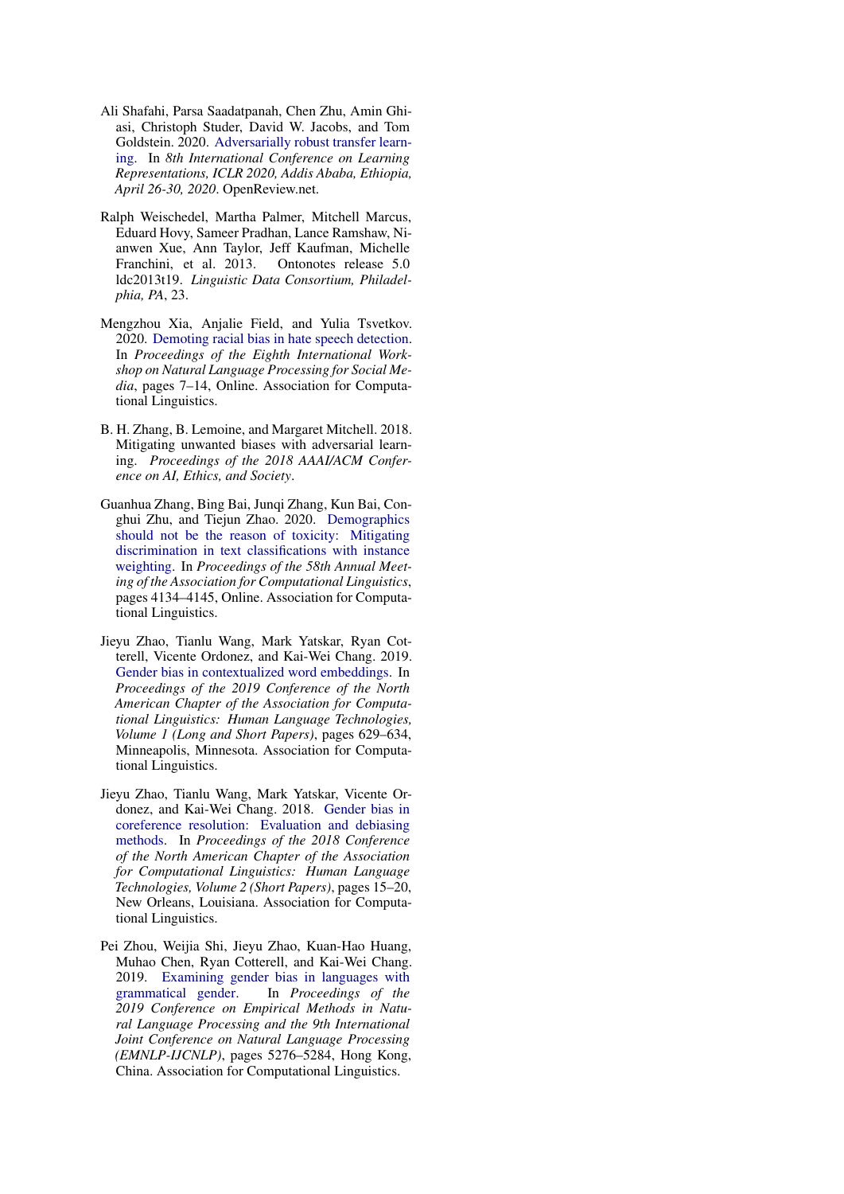Ali Shafahi, Parsa Saadatpanah, Chen Zhu, Amin Ghiasi, Christoph Studer, David W. Jacobs, and Tom Goldstein. 2020. Adversarially robust transfer learning. In *8th International Conference on Learning Representations, ICLR 2020, Addis Ababa, Ethiopia, April 26-30, 2020*. OpenReview.net.

Ralph Weischedel, Martha Palmer, Mitchell Marcus, Eduard Hovy, Sameer Pradhan, Lance Ramshaw, Nianwen Xue, Ann Taylor, Jeff Kaufman, Michelle Franchini, et al. 2013. Ontonotes release 5.0 ldc2013t19. *Linguistic Data Consortium, Philadelphia, PA*, 23.

Mengzhou Xia, Anjalie Field, and Yulia Tsvetkov. 2020. Demoting racial bias in hate speech detection. In *Proceedings of the Eighth International Workshop on Natural Language Processing for Social Media*, pages 7–14, Online. Association for Computational Linguistics.

B. H. Zhang, B. Lemoine, and Margaret Mitchell. 2018. Mitigating unwanted biases with adversarial learning. *Proceedings of the 2018 AAAI/ACM Conference on AI, Ethics, and Society*.

Guanhua Zhang, Bing Bai, Junqi Zhang, Kun Bai, Conghui Zhu, and Tiejun Zhao. 2020. Demographics should not be the reason of toxicity: Mitigating discrimination in text classifications with instance weighting. In *Proceedings of the 58th Annual Meeting of the Association for Computational Linguistics*, pages 4134–4145, Online. Association for Computational Linguistics.

Jieyu Zhao, Tianlu Wang, Mark Yatskar, Ryan Cotterell, Vicente Ordonez, and Kai-Wei Chang. 2019. Gender bias in contextualized word embeddings. In *Proceedings of the 2019 Conference of the North American Chapter of the Association for Computational Linguistics: Human Language Technologies, Volume 1 (Long and Short Papers)*, pages 629–634, Minneapolis, Minnesota. Association for Computational Linguistics.

Jieyu Zhao, Tianlu Wang, Mark Yatskar, Vicente Ordonez, and Kai-Wei Chang. 2018. Gender bias in coreference resolution: Evaluation and debiasing methods. In *Proceedings of the 2018 Conference of the North American Chapter of the Association for Computational Linguistics: Human Language Technologies, Volume 2 (Short Papers)*, pages 15–20, New Orleans, Louisiana. Association for Computational Linguistics.

Pei Zhou, Weijia Shi, Jieyu Zhao, Kuan-Hao Huang, Muhao Chen, Ryan Cotterell, and Kai-Wei Chang. 2019. Examining gender bias in languages with grammatical gender. In *Proceedings of the 2019 Conference on Empirical Methods in Natural Language Processing and the 9th International Joint Conference on Natural Language Processing (EMNLP-IJCNLP)*, pages 5276–5284, Hong Kong, China. Association for Computational Linguistics.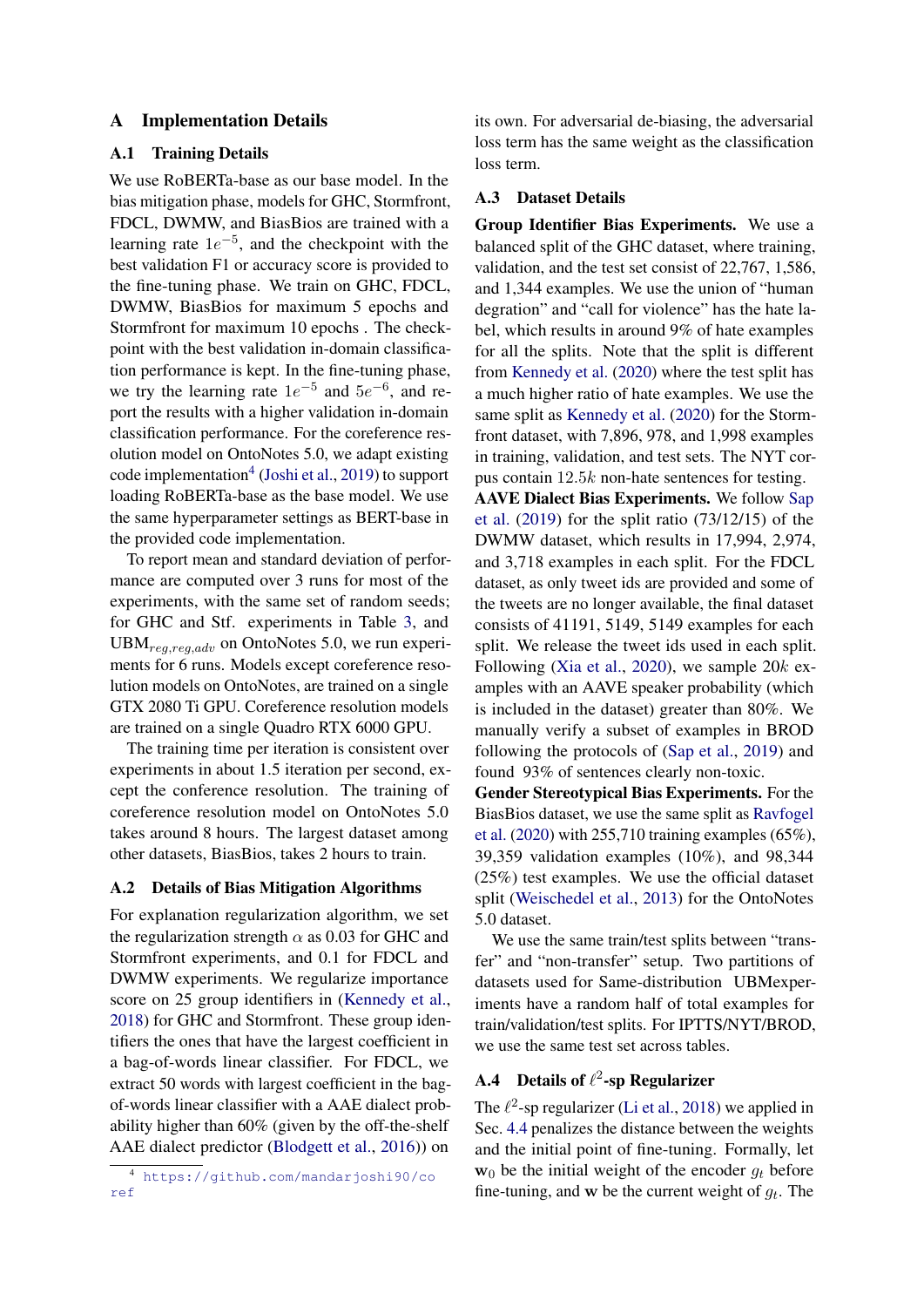## A Implementation Details

### A.1 Training Details

We use RoBERTa-base as our base model. In the bias mitigation phase, models for GHC, Stormfront, FDCL, DWMW, and BiasBios are trained with a learning rate $1e^{-5}$, and the checkpoint with the best validation F1 or accuracy score is provided to the fine-tuning phase. We train on GHC, FDCL, DWMW, BiasBios for maximum 5 epochs and Stormfront for maximum 10 epochs . The checkpoint with the best validation in-domain classification performance is kept. In the fine-tuning phase, we try the learning rate $1e^{-5}$ and $5e^{-6}$, and report the results with a higher validation in-domain classification performance. For the coreference resolution model on OntoNotes 5.0, we adapt existing code implementation[4] (Joshi et al., 2019) to support loading RoBERTa-base as the base model. We use the same hyperparameter settings as BERT-base in the provided code implementation.

To report mean and standard deviation of performance are computed over 3 runs for most of the experiments, with the same set of random seeds; for GHC and Stf. experiments in Table 3, and UBM$_{reg,reg,adv}$ on OntoNotes 5.0, we run experiments for 6 runs. Models except coreference resolution models on OntoNotes, are trained on a single GTX 2080 Ti GPU. Coreference resolution models are trained on a single Quadro RTX 6000 GPU.

The training time per iteration is consistent over experiments in about 1.5 iteration per second, except the conference resolution. The training of coreference resolution model on OntoNotes 5.0 takes around 8 hours. The largest dataset among other datasets, BiasBios, takes 2 hours to train.

### A.2 Details of Bias Mitigation Algorithms

For explanation regularization algorithm, we set the regularization strength $\alpha$ as 0.03 for GHC and Stormfront experiments, and 0.1 for FDCL and DWMW experiments. We regularize importance score on 25 group identifiers in (Kennedy et al., 2018) for GHC and Stormfront. These group identifiers the ones that have the largest coefficient in a bag-of-words linear classifier. For FDCL, we extract 50 words with largest coefficient in the bag-of-words linear classifier with a AAE dialect probability higher than 60% (given by the off-the-shelf AAE dialect predictor (Blodgett et al., 2016)) on its own. For adversarial de-biasing, the adversarial loss term has the same weight as the classification loss term.

### A.3 Dataset Details

**Group Identifier Bias Experiments.** We use a balanced split of the GHC dataset, where training, validation, and the test set consist of 22,767, 1,586, and 1,344 examples. We use the union of "human degration" and "call for violence" has the hate label, which results in around 9% of hate examples for all the splits. Note that the split is different from Kennedy et al. (2020) where the test split has a much higher ratio of hate examples. We use the same split as Kennedy et al. (2020) for the Stormfront dataset, with 7,896, 978, and 1,998 examples in training, validation, and test sets. The NYT corpus contain $12.5k$ non-hate sentences for testing.

**AAVE Dialect Bias Experiments.** We follow Sap et al. (2019) for the split ratio (73/12/15) of the DWMW dataset, which results in 17,994, 2,974, and 3,718 examples in each split. For the FDCL dataset, as only tweet ids are provided and some of the tweets are no longer available, the final dataset consists of 41191, 5149, 5149 examples for each split. We release the tweet ids used in each split. Following (Xia et al., 2020), we sample $20k$ examples with an AAVE speaker probability (which is included in the dataset) greater than 80%. We manually verify a subset of examples in BROD following the protocols of (Sap et al., 2019) and found 93% of sentences clearly non-toxic.

**Gender Stereotypical Bias Experiments.** For the BiasBios dataset, we use the same split as Ravfogel et al. (2020) with 255,710 training examples (65%), 39,359 validation examples (10%), and 98,344 (25%) test examples. We use the official dataset split (Weischedel et al., 2013) for the OntoNotes 5.0 dataset.

We use the same train/test splits between "transfer" and "non-transfer" setup. Two partitions of datasets used for Same-distribution UBMexperiments have a random half of total examples for train/validation/test splits. For IPTTS/NYT/BROD, we use the same test set across tables.

### A.4 Details of $\ell^2$-sp Regularizer

The $\ell^2$-sp regularizer (Li et al., 2018) we applied in Sec. 4.4 penalizes the distance between the weights and the initial point of fine-tuning. Formally, let $\mathbf{w}_0$ be the initial weight of the encoder $g_t$ before fine-tuning, and $\mathbf{w}$ be the current weight of $g_t$. The

[4] https://github.com/mandarjoshi90/coref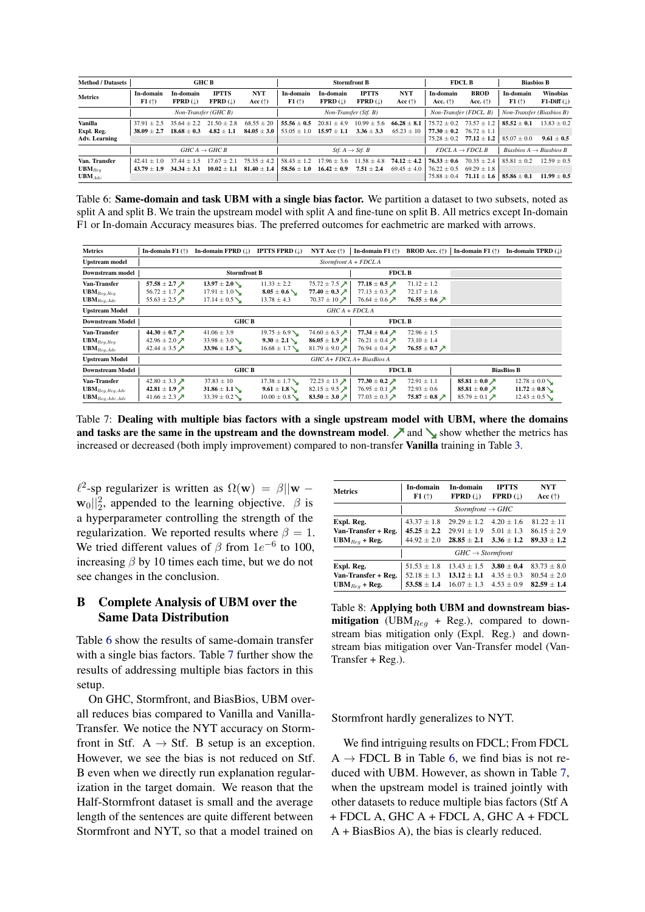| Method / Datasets | GHC B | | | | Stormfront B | | | | FDCL B | | Biasbios B | |
|---|---|---|---|---|---|---|---|---|---|---|---|---|
| Metrics | In-domain F1 (↑) | In-domain FPRD (↓) | IPTTS FPRD (↓) | NYT Acc (↑) | In-domain F1 (↑) | In-domain FPRD (↓) | IPTTS FPRD (↓) | NYT Acc (↑) | In-domain Acc. (↑) | BROD Acc. (↑) | In-domain F1 (↑) | Winobias F1-Diff (↓) |
| | *Non-Transfer (GHC B)* | | | | *Non-Transfer (Stf. B)* | | | | *Non-Transfer (FDCL. B)* | | *Non-Transfer (Biasbios B)* | |
| Vanilla | 37.91 ± 2.5 | 35.64 ± 2.2 | 21.50 ± 2.8 | 68.55 ± 20 | **55.56 ± 0.5** | 20.81 ± 4.9 | 10.99 ± 5.6 | **66.28 ± 8.1** | 75.72 ± 0.2 | 73.57 ± 1.2 | **85.52 ± 0.1** | 13.83 ± 0.2 |
| Expl. Reg. | **38.09 ± 2.7** | **18.68 ± 0.3** | **4.82 ± 1.1** | **84.05 ± 3.0** | 53.05 ± 1.0 | **15.97 ± 1.1** | **3.36 ± 3.3** | 65.23 ± 10 | **77.30 ± 0.2** | 76.72 ± 1.1 | | |
| Adv. Learning | | | | | | | | | 75.28 ± 0.2 | **77.12 ± 1.2** | 85.07 ± 0.0 | **9.61 ± 0.5** |
| | *GHC A → GHC B* | | | | *Stf. A → Stf. B* | | | | *FDCL A → FDCL B* | | *Biasbios A → Biasbios B* | |
| Van. Transfer | 42.41 ± 1.0 | 37.44 ± 1.5 | 17.67 ± 2.1 | 75.35 ± 4.2 | 58.43 ± 1.2 | 17.96 ± 3.6 | 11.58 ± 4.8 | **74.12 ± 4.2** | **76.33 ± 0.6** | 70.35 ± 2.4 | 85.81 ± 0.2 | 12.59 ± 0.5 |
| $\text{UBM}_{Reg}$ | **43.79 ± 1.9** | **34.34 ± 3.1** | **10.02 ± 1.1** | **81.40 ± 1.4** | **58.56 ± 1.0** | **16.42 ± 0.9** | **7.51 ± 2.4** | 69.45 ± 4.0 | 76.22 ± 0.5 | 69.29 ± 1.8 | | |
| $\text{UBM}_{Adv}$ | | | | | | | | | 75.88 ± 0.4 | **71.11 ± 1.6** | **85.86 ± 0.1** | **11.99 ± 0.5** |

Table 6: **Same-domain and task UBM with a single bias factor.** We partition a dataset to two subsets, noted as split A and split B. We train the upstream model with split A and fine-tune on split B. All metrics except In-domain F1 or In-domain Accuracy measures bias. The preferred outcomes for eachmetric are marked with arrows.

| Metrics | In-domain F1 (↑) | In-domain FPRD (↓) | IPTTS FPRD (↓) | NYT Acc (↑) | In-domain F1 (↑) | BROD Acc. (↑) | In-domain F1 (↑) | In-domain TPRD (↓) |
|---|---|---|---|---|---|---|---|---|
| **Upstream model** | *Stormfront A + FDCL A* | | | | | | | |
| **Downstream model** | **Stormfront B** | | | | **FDCL B** | | | |
| Van-Transfer | **57.58 ± 2.7 ↗** | **13.97 ± 2.0 ↘** | 11.33 ± 2.2 | 75.72 ± 7.5 ↗ | **77.18 ± 0.5 ↗** | 71.12 ± 1.2 | | |
| $\text{UBM}_{Reg,Reg}$ | 56.72 ± 1.7 ↗ | 17.91 ± 1.0 ↘ | **8.05 ± 0.6 ↘** | **77.40 ± 0.3 ↗** | 77.13 ± 0.3 ↗ | 72.17 ± 1.6 | | |
| $\text{UBM}_{Reg,Adv}$ | 55.63 ± 2.5 ↗ | 17.14 ± 0.5 ↘ | 13.78 ± 4.3 | 70.37 ± 10 ↗ | 76.64 ± 0.6 ↗ | **76.55 ± 0.6 ↗** | | |
| **Upstream Model** | *GHC A + FDCL A* | | | | | | | |
| **Downstream Model** | **GHC B** | | | | **FDCL B** | | | |
| Van-Transfer | **44.30 ± 0.7 ↗** | 41.06 ± 3.9 | 19.75 ± 6.9 ↘ | 74.60 ± 6.3 ↗ | **77.34 ± 0.4 ↗** | 72.96 ± 1.5 | | |
| $\text{UBM}_{Reg,Reg}$ | 42.96 ± 2.0 ↗ | 33.98 ± 3.0 ↘ | **9.30 ± 2.1 ↘** | **86.05 ± 1.9 ↗** | 76.21 ± 0.4 ↗ | 73.10 ± 1.4 | | |
| $\text{UBM}_{Reg,Adv}$ | 42.44 ± 3.5 ↗ | **33.96 ± 1.5 ↘** | 16.68 ± 1.7 ↘ | 81.79 ± 9.0 ↗ | 76.94 ± 0.4 ↗ | **76.55 ± 0.7 ↗** | | |
| **Upstream Model** | *GHC A+ FDCL A+ BiasBios A* | | | | | | | |
| **Downstream Model** | **GHC B** | | | | **FDCL B** | | **BiasBios B** | |
| Van-Transfer | 42.80 ± 3.3 ↗ | 37.83 ± 10 | 17.38 ± 1.7 ↘ | 72.23 ± 13 ↗ | **77.30 ± 0.2 ↗** | 72.91 ± 1.1 | **85.81 ± 0.0 ↗** | 12.78 ± 0.0 ↘ |
| $\text{UBM}_{Reg,Reg,Adv}$ | **42.81 ± 1.9 ↗** | **31.86 ± 1.1 ↘** | **9.61 ± 1.8 ↘** | 82.15 ± 9.5 ↗ | 76.95 ± 0.1 ↗ | 72.93 ± 0.6 | **85.81 ± 0.0 ↗** | **11.72 ± 0.8 ↘** |
| $\text{UBM}_{Reg,Adv,Adv}$ | 41.66 ± 2.3 ↗ | 33.39 ± 0.2 ↘ | 10.00 ± 0.8 ↘ | **83.50 ± 3.0 ↗** | 77.03 ± 0.3 ↗ | **75.87 ± 0.8 ↗** | 85.79 ± 0.1 ↗ | 12.43 ± 0.5 ↘ |

Table 7: **Dealing with multiple bias factors with a single upstream model with UBM, where the domains and tasks are the same in the upstream and the downstream model**. ↗ and ↘ show whether the metrics has increased or decreased (both imply improvement) compared to non-transfer **Vanilla** training in Table 3.

$\ell^2$-sp regularizer is written as $\Omega(\mathbf{w}) = \beta||\mathbf{w} - \mathbf{w}_0||_2^2$, appended to the learning objective. $\beta$ is a hyperparameter controlling the strength of the regularization. We reported results where $\beta = 1$. We tried different values of $\beta$ from $1e^{-6}$ to 100, increasing $\beta$ by 10 times each time, but we do not see changes in the conclusion.

## B Complete Analysis of UBM over the Same Data Distribution

Table 6 show the results of same-domain transfer with a single bias factors. Table 7 further show the results of addressing multiple bias factors in this setup.

On GHC, Stormfront, and BiasBios, UBM overall reduces bias compared to Vanilla and Vanilla-Transfer. We notice the NYT accuracy on Stormfront in Stf. A → Stf. B setup is an exception. However, we see the bias is not reduced on Stf. B even when we directly run explanation regularization in the target domain. We reason that the Half-Stormfront dataset is small and the average length of the sentences are quite different between Stormfront and NYT, so that a model trained on Stormfront hardly generalizes to NYT.

| Metrics | In-domain F1 (↑) | In-domain FPRD (↓) | IPTTS FPRD (↓) | NYT Acc (↑) |
|---|---|---|---|---|
| | *Stormfront → GHC* | | | |
| Expl. Reg. | 43.37 ± 1.8 | 29.29 ± 1.2 | 4.20 ± 1.6 | 81.22 ± 11 |
| Van-Transfer + Reg. | **45.25 ± 2.2** | 29.91 ± 1.9 | 5.01 ± 1.3 | 86.15 ± 2.9 |
| $\text{UBM}_{Reg}$ + Reg. | 44.92 ± 2.0 | **28.85 ± 2.1** | **3.36 ± 1.2** | **89.33 ± 1.2** |
| | *GHC → Stormfront* | | | |
| Expl. Reg. | 51.53 ± 1.8 | 13.43 ± 1.5 | **3.80 ± 0.4** | **83.73 ± 8.0** |
| Van-Transfer + Reg. | 52.18 ± 1.3 | **13.12 ± 1.1** | 4.35 ± 0.3 | 80.54 ± 2.0 |
| $\text{UBM}_{Reg}$ + Reg. | **53.58 ± 1.4** | 16.07 ± 1.3 | 4.53 ± 0.9 | **82.59 ± 1.4** |

Table 8: **Applying both UBM and downstream bias-mitigation** ($\text{UBM}_{Reg}$ + Reg.), compared to downstream bias mitigation only (Expl. Reg.) and downstream bias mitigation over Van-Transfer model (Van-Transfer + Reg.).

We find intriguing results on FDCL; From FDCL A → FDCL B in Table 6, we find bias is not reduced with UBM. However, as shown in Table 7, when the upstream model is trained jointly with other datasets to reduce multiple bias factors (Stf A + FDCL A, GHC A + FDCL A, GHC A + FDCL A + BiasBios A), the bias is clearly reduced.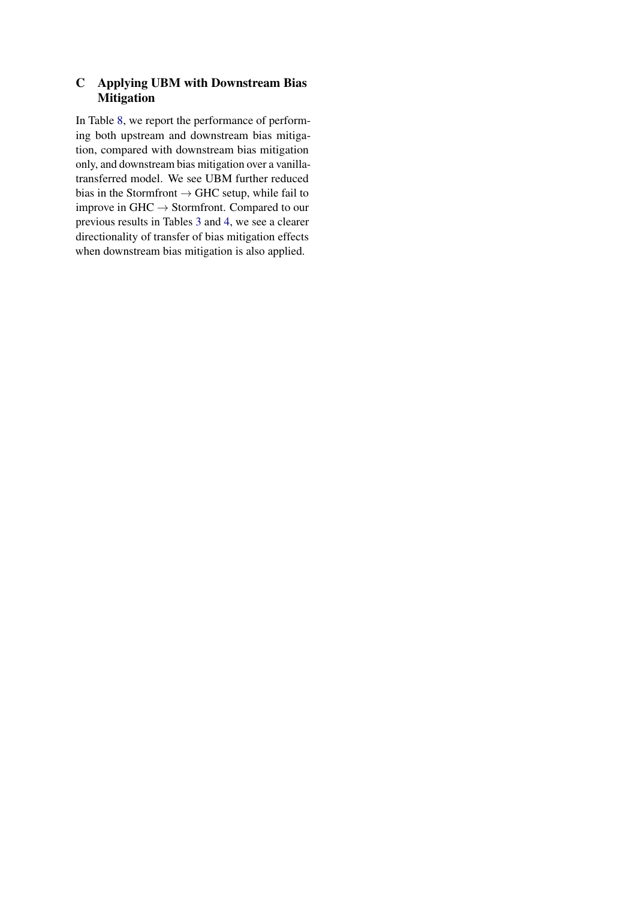## C Applying UBM with Downstream Bias Mitigation

In Table 8, we report the performance of performing both upstream and downstream bias mitigation, compared with downstream bias mitigation only, and downstream bias mitigation over a vanilla-transferred model. We see UBM further reduced bias in the Stormfront $\rightarrow$ GHC setup, while fail to improve in GHC $\rightarrow$ Stormfront. Compared to our previous results in Tables 3 and 4, we see a clearer directionality of transfer of bias mitigation effects when downstream bias mitigation is also applied.